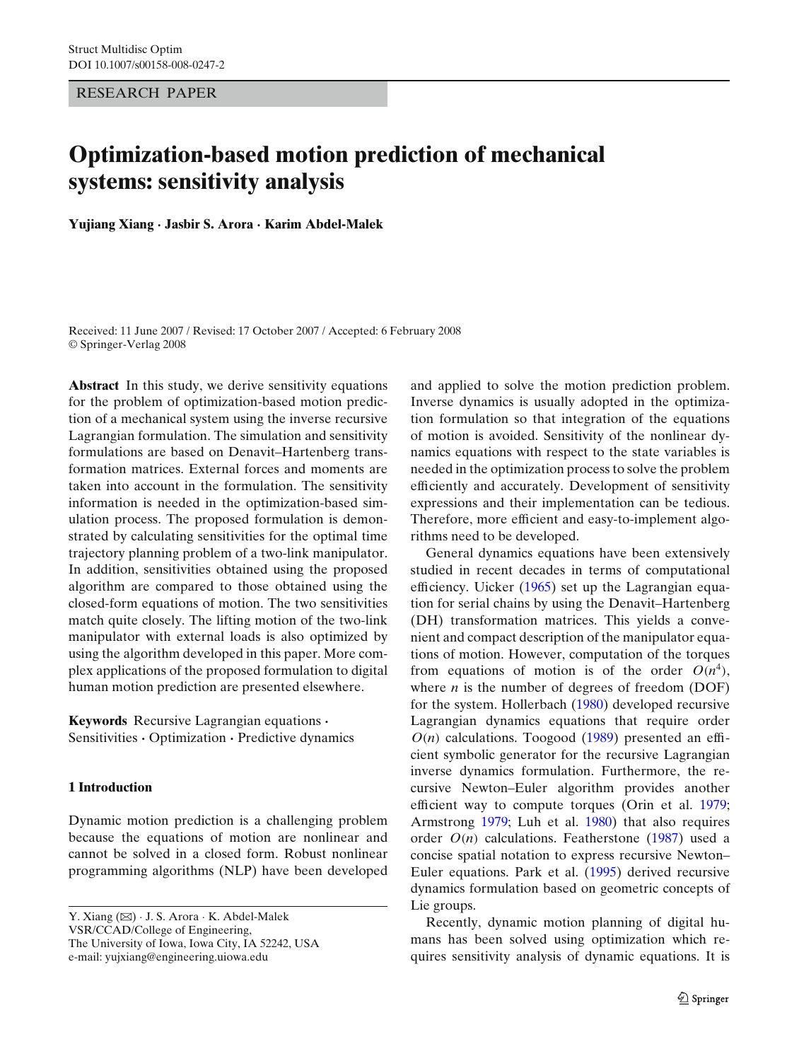Struct Multidisc Optim
DOI 10.1007/s00158-008-0247-2

RESEARCH PAPER

# Optimization-based motion prediction of mechanical systems: sensitivity analysis

**Yujiang Xiang · Jasbir S. Arora · Karim Abdel-Malek**

Received: 11 June 2007 / Revised: 17 October 2007 / Accepted: 6 February 2008
© Springer-Verlag 2008

**Abstract** In this study, we derive sensitivity equations for the problem of optimization-based motion prediction of a mechanical system using the inverse recursive Lagrangian formulation. The simulation and sensitivity formulations are based on Denavit–Hartenberg transformation matrices. External forces and moments are taken into account in the formulation. The sensitivity information is needed in the optimization-based simulation process. The proposed formulation is demonstrated by calculating sensitivities for the optimal time trajectory planning problem of a two-link manipulator. In addition, sensitivities obtained using the proposed algorithm are compared to those obtained using the closed-form equations of motion. The two sensitivities match quite closely. The lifting motion of the two-link manipulator with external loads is also optimized by using the algorithm developed in this paper. More complex applications of the proposed formulation to digital human motion prediction are presented elsewhere.

**Keywords** Recursive Lagrangian equations · Sensitivities · Optimization · Predictive dynamics

## 1 Introduction

Dynamic motion prediction is a challenging problem because the equations of motion are nonlinear and cannot be solved in a closed form. Robust nonlinear programming algorithms (NLP) have been developed and applied to solve the motion prediction problem. Inverse dynamics is usually adopted in the optimization formulation so that integration of the equations of motion is avoided. Sensitivity of the nonlinear dynamics equations with respect to the state variables is needed in the optimization process to solve the problem efficiently and accurately. Development of sensitivity expressions and their implementation can be tedious. Therefore, more efficient and easy-to-implement algorithms need to be developed.

General dynamics equations have been extensively studied in recent decades in terms of computational efficiency. Uicker (1965) set up the Lagrangian equation for serial chains by using the Denavit–Hartenberg (DH) transformation matrices. This yields a convenient and compact description of the manipulator equations of motion. However, computation of the torques from equations of motion is of the order $O(n^4)$, where $n$ is the number of degrees of freedom (DOF) for the system. Hollerbach (1980) developed recursive Lagrangian dynamics equations that require order $O(n)$ calculations. Toogood (1989) presented an efficient symbolic generator for the recursive Lagrangian inverse dynamics formulation. Furthermore, the recursive Newton–Euler algorithm provides another efficient way to compute torques (Orin et al. 1979; Armstrong 1979; Luh et al. 1980) that also requires order $O(n)$ calculations. Featherstone (1987) used a concise spatial notation to express recursive Newton–Euler equations. Park et al. (1995) derived recursive dynamics formulation based on geometric concepts of Lie groups.

Recently, dynamic motion planning of digital humans has been solved using optimization which requires sensitivity analysis of dynamic equations. It is

Y. Xiang (✉) · J. S. Arora · K. Abdel-Malek
VSR/CCAD/College of Engineering,
The University of Iowa, Iowa City, IA 52242, USA
e-mail: yujxiang@engineering.uiowa.edu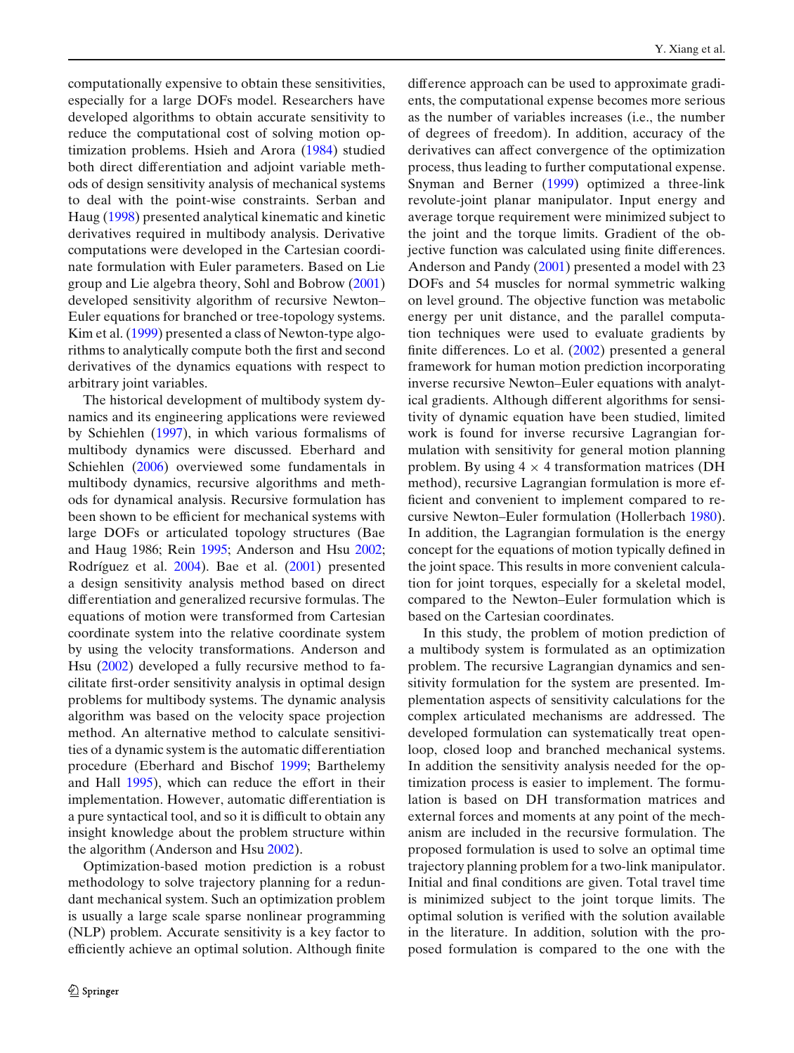computationally expensive to obtain these sensitivities, especially for a large DOFs model. Researchers have developed algorithms to obtain accurate sensitivity to reduce the computational cost of solving motion optimization problems. Hsieh and Arora (1984) studied both direct differentiation and adjoint variable methods of design sensitivity analysis of mechanical systems to deal with the point-wise constraints. Serban and Haug (1998) presented analytical kinematic and kinetic derivatives required in multibody analysis. Derivative computations were developed in the Cartesian coordinate formulation with Euler parameters. Based on Lie group and Lie algebra theory, Sohl and Bobrow (2001) developed sensitivity algorithm of recursive Newton–Euler equations for branched or tree-topology systems. Kim et al. (1999) presented a class of Newton-type algorithms to analytically compute both the first and second derivatives of the dynamics equations with respect to arbitrary joint variables.

The historical development of multibody system dynamics and its engineering applications were reviewed by Schiehlen (1997), in which various formalisms of multibody dynamics were discussed. Eberhard and Schiehlen (2006) overviewed some fundamentals in multibody dynamics, recursive algorithms and methods for dynamical analysis. Recursive formulation has been shown to be efficient for mechanical systems with large DOFs or articulated topology structures (Bae and Haug 1986; Rein 1995; Anderson and Hsu 2002; Rodríguez et al. 2004). Bae et al. (2001) presented a design sensitivity analysis method based on direct differentiation and generalized recursive formulas. The equations of motion were transformed from Cartesian coordinate system into the relative coordinate system by using the velocity transformations. Anderson and Hsu (2002) developed a fully recursive method to facilitate first-order sensitivity analysis in optimal design problems for multibody systems. The dynamic analysis algorithm was based on the velocity space projection method. An alternative method to calculate sensitivities of a dynamic system is the automatic differentiation procedure (Eberhard and Bischof 1999; Barthelemy and Hall 1995), which can reduce the effort in their implementation. However, automatic differentiation is a pure syntactical tool, and so it is difficult to obtain any insight knowledge about the problem structure within the algorithm (Anderson and Hsu 2002).

Optimization-based motion prediction is a robust methodology to solve trajectory planning for a redundant mechanical system. Such an optimization problem is usually a large scale sparse nonlinear programming (NLP) problem. Accurate sensitivity is a key factor to efficiently achieve an optimal solution. Although finite difference approach can be used to approximate gradients, the computational expense becomes more serious as the number of variables increases (i.e., the number of degrees of freedom). In addition, accuracy of the derivatives can affect convergence of the optimization process, thus leading to further computational expense. Snyman and Berner (1999) optimized a three-link revolute-joint planar manipulator. Input energy and average torque requirement were minimized subject to the joint and the torque limits. Gradient of the objective function was calculated using finite differences. Anderson and Pandy (2001) presented a model with 23 DOFs and 54 muscles for normal symmetric walking on level ground. The objective function was metabolic energy per unit distance, and the parallel computation techniques were used to evaluate gradients by finite differences. Lo et al. (2002) presented a general framework for human motion prediction incorporating inverse recursive Newton–Euler equations with analytical gradients. Although different algorithms for sensitivity of dynamic equation have been studied, limited work is found for inverse recursive Lagrangian formulation with sensitivity for general motion planning problem. By using $4 \times 4$ transformation matrices (DH method), recursive Lagrangian formulation is more efficient and convenient to implement compared to recursive Newton–Euler formulation (Hollerbach 1980). In addition, the Lagrangian formulation is the energy concept for the equations of motion typically defined in the joint space. This results in more convenient calculation for joint torques, especially for a skeletal model, compared to the Newton–Euler formulation which is based on the Cartesian coordinates.

In this study, the problem of motion prediction of a multibody system is formulated as an optimization problem. The recursive Lagrangian dynamics and sensitivity formulation for the system are presented. Implementation aspects of sensitivity calculations for the complex articulated mechanisms are addressed. The developed formulation can systematically treat open-loop, closed loop and branched mechanical systems. In addition the sensitivity analysis needed for the optimization process is easier to implement. The formulation is based on DH transformation matrices and external forces and moments at any point of the mechanism are included in the recursive formulation. The proposed formulation is used to solve an optimal time trajectory planning problem for a two-link manipulator. Initial and final conditions are given. Total travel time is minimized subject to the joint torque limits. The optimal solution is verified with the solution available in the literature. In addition, solution with the proposed formulation is compared to the one with the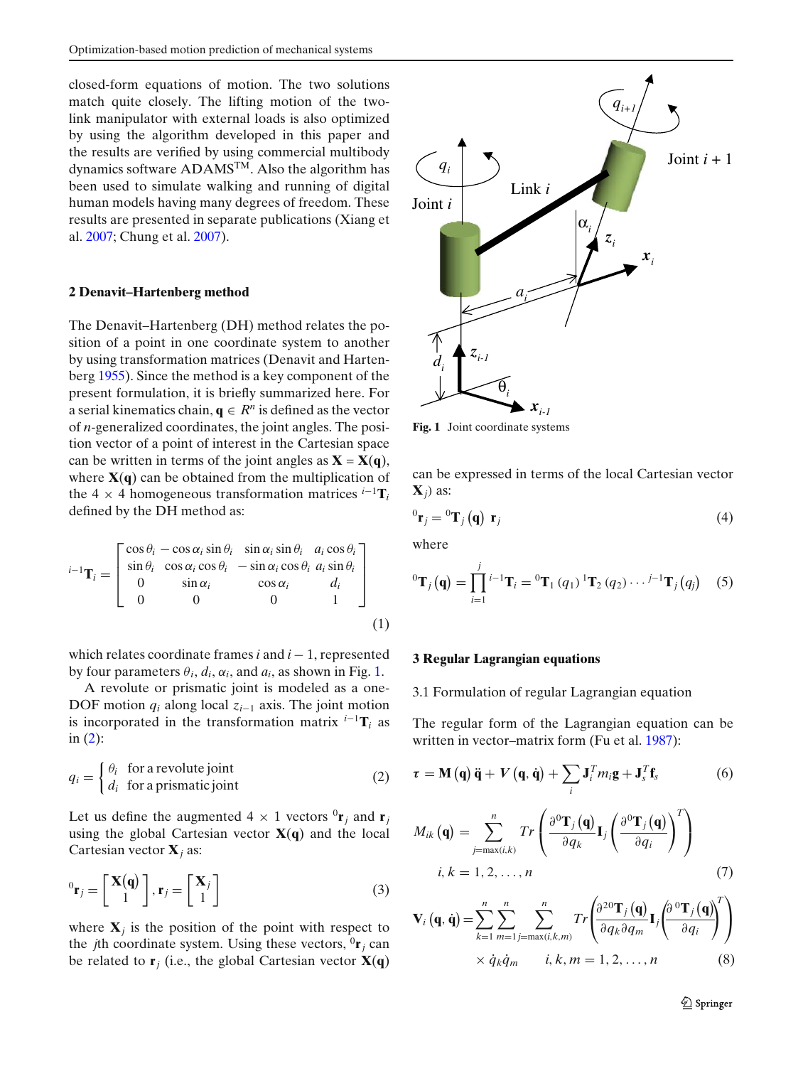closed-form equations of motion. The two solutions match quite closely. The lifting motion of the two-link manipulator with external loads is also optimized by using the algorithm developed in this paper and the results are verified by using commercial multibody dynamics software ADAMS™. Also the algorithm has been used to simulate walking and running of digital human models having many degrees of freedom. These results are presented in separate publications (Xiang et al. 2007; Chung et al. 2007).

## 2 Denavit–Hartenberg method

The Denavit–Hartenberg (DH) method relates the position of a point in one coordinate system to another by using transformation matrices (Denavit and Hartenberg 1955). Since the method is a key component of the present formulation, it is briefly summarized here. For a serial kinematics chain, $\mathbf{q} \in R^n$ is defined as the vector of $n$-generalized coordinates, the joint angles. The position vector of a point of interest in the Cartesian space can be written in terms of the joint angles as $\mathbf{X} = \mathbf{X}(\mathbf{q})$, where $\mathbf{X}(\mathbf{q})$ can be obtained from the multiplication of the $4 \times 4$ homogeneous transformation matrices ${}^{i-1}\mathbf{T}_i$ defined by the DH method as:

$$
{}^{i-1}\mathbf{T}_i = \begin{bmatrix} \cos\theta_i & -\cos\alpha_i \sin\theta_i & \sin\alpha_i \sin\theta_i & a_i \cos\theta_i \\ \sin\theta_i & \cos\alpha_i \cos\theta_i & -\sin\alpha_i \cos\theta_i & a_i \sin\theta_i \\ 0 & \sin\alpha_i & \cos\alpha_i & d_i \\ 0 & 0 & 0 & 1 \end{bmatrix} \tag{1}
$$

which relates coordinate frames $i$ and $i-1$, represented by four parameters $\theta_i$, $d_i$, $\alpha_i$, and $a_i$, as shown in Fig. 1.

A revolute or prismatic joint is modeled as a one-DOF motion $q_i$ along local $z_{i-1}$ axis. The joint motion is incorporated in the transformation matrix ${}^{i-1}\mathbf{T}_i$ as in (2):

$$
q_i = \begin{cases} \theta_i & \text{for a revolute joint} \\ d_i & \text{for a prismatic joint} \end{cases} \tag{2}
$$

Let us define the augmented $4 \times 1$ vectors ${}^0\mathbf{r}_j$ and $\mathbf{r}_j$ using the global Cartesian vector $\mathbf{X}(\mathbf{q})$ and the local Cartesian vector $\mathbf{X}_j$ as:

$$
{}^0\mathbf{r}_j = \begin{bmatrix} \mathbf{X}(\mathbf{q}) \\ 1 \end{bmatrix}, \mathbf{r}_j = \begin{bmatrix} \mathbf{X}_j \\ 1 \end{bmatrix} \tag{3}
$$

where $\mathbf{X}_j$ is the position of the point with respect to the $j$th coordinate system. Using these vectors, ${}^0\mathbf{r}_j$ can be related to $\mathbf{r}_j$ (i.e., the global Cartesian vector $\mathbf{X}(\mathbf{q})$ can be expressed in terms of the local Cartesian vector $\mathbf{X}_j$) as:

**Fig. 1** Joint coordinate systems

$$
{}^0\mathbf{r}_j = {}^0\mathbf{T}_j(\mathbf{q})\ \mathbf{r}_j \tag{4}
$$

where

$$
{}^0\mathbf{T}_j(\mathbf{q}) = \prod_{i=1}^{j} {}^{i-1}\mathbf{T}_i = {}^0\mathbf{T}_1(q_1)\, {}^1\mathbf{T}_2(q_2) \cdots {}^{j-1}\mathbf{T}_j(q_j) \tag{5}
$$

## 3 Regular Lagrangian equations

### 3.1 Formulation of regular Lagrangian equation

The regular form of the Lagrangian equation can be written in vector–matrix form (Fu et al. 1987):

$$
\boldsymbol{\tau} = \mathbf{M}(\mathbf{q})\ddot{\mathbf{q}} + \boldsymbol{V}(\mathbf{q}, \dot{\mathbf{q}}) + \sum_i \mathbf{J}_i^T m_i \mathbf{g} + \mathbf{J}_s^T \mathbf{f}_s \tag{6}
$$

$$
M_{ik}(\mathbf{q}) = \sum_{j=\max(i,k)}^{n} Tr\left( \frac{\partial^0\mathbf{T}_j(\mathbf{q})}{\partial q_k} \mathbf{I}_j \left( \frac{\partial^0\mathbf{T}_j(\mathbf{q})}{\partial q_i} \right)^T \right) \quad i, k = 1, 2, \ldots, n \tag{7}
$$

$$
\mathbf{V}_i(\mathbf{q}, \dot{\mathbf{q}}) = \sum_{k=1}^{n} \sum_{m=1}^{n} \sum_{j=\max(i,k,m)}^{n} Tr\left( \frac{\partial^{2\,0}\mathbf{T}_j(\mathbf{q})}{\partial q_k \partial q_m} \mathbf{I}_j \left( \frac{\partial\, {}^0\mathbf{T}_j(\mathbf{q})}{\partial q_i} \right)^T \right) \times \dot{q}_k \dot{q}_m \qquad i, k, m = 1, 2, \ldots, n \tag{8}
$$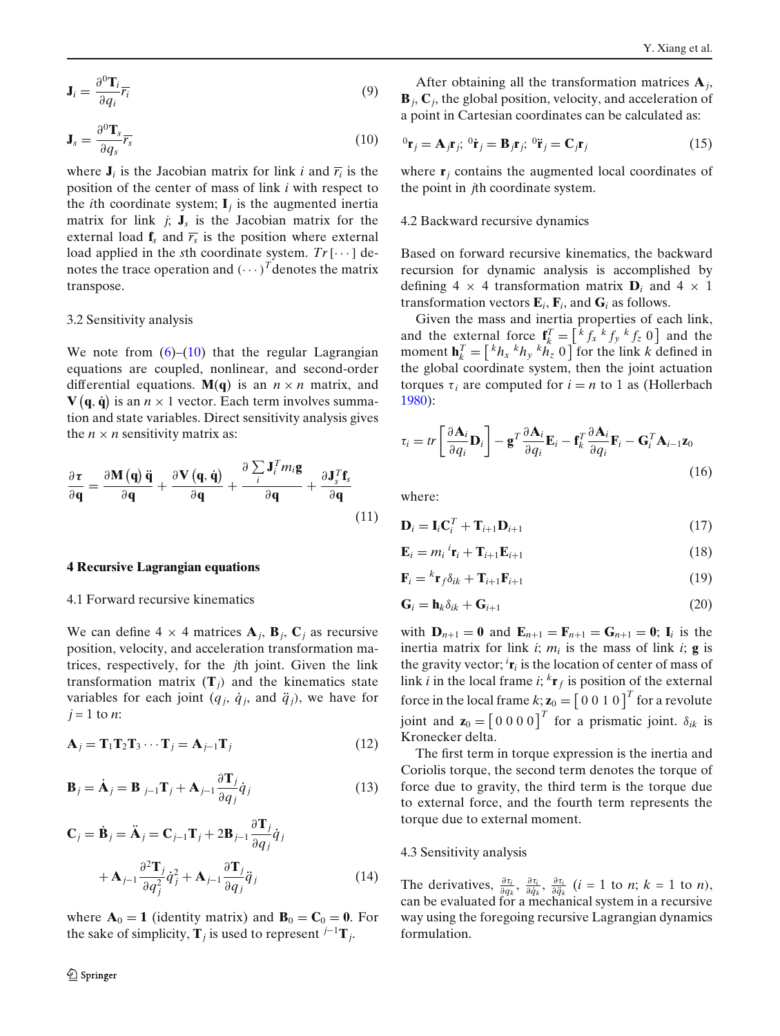$$\mathbf{J}_i = \frac{\partial^0 \mathbf{T}_i}{\partial q_i} \overline{r_i} \tag{9}$$

$$\mathbf{J}_s = \frac{\partial^0 \mathbf{T}_s}{\partial q_s} \overline{r_s} \tag{10}$$

where $\mathbf{J}_i$ is the Jacobian matrix for link $i$ and $\overline{r_i}$ is the position of the center of mass of link $i$ with respect to the $i$th coordinate system; $\mathbf{I}_j$ is the augmented inertia matrix for link $j$; $\mathbf{J}_s$ is the Jacobian matrix for the external load $\mathbf{f}_s$ and $\overline{r_s}$ is the position where external load applied in the $s$th coordinate system. $Tr[\cdots]$ denotes the trace operation and $(\cdots)^T$ denotes the matrix transpose.

### 3.2 Sensitivity analysis

We note from (6)–(10) that the regular Lagrangian equations are coupled, nonlinear, and second-order differential equations. $\mathbf{M(q)}$ is an $n \times n$ matrix, and $\mathbf{V}(\mathbf{q}, \dot{\mathbf{q}})$ is an $n \times 1$ vector. Each term involves summation and state variables. Direct sensitivity analysis gives the $n \times n$ sensitivity matrix as:

$$\frac{\partial \boldsymbol{\tau}}{\partial \mathbf{q}} = \frac{\partial \mathbf{M}(\mathbf{q})\ddot{\mathbf{q}}}{\partial \mathbf{q}} + \frac{\partial \mathbf{V}(\mathbf{q}, \dot{\mathbf{q}})}{\partial \mathbf{q}} + \frac{\partial \sum_i \mathbf{J}_i^T m_i \mathbf{g}}{\partial \mathbf{q}} + \frac{\partial \mathbf{J}_s^T \mathbf{f}_s}{\partial \mathbf{q}} \tag{11}$$

## 4 Recursive Lagrangian equations

### 4.1 Forward recursive kinematics

We can define $4 \times 4$ matrices $\mathbf{A}_j$, $\mathbf{B}_j$, $\mathbf{C}_j$ as recursive position, velocity, and acceleration transformation matrices, respectively, for the $j$th joint. Given the link transformation matrix ($\mathbf{T}_j$) and the kinematics state variables for each joint ($q_j$, $\dot{q}_j$, and $\ddot{q}_j$), we have for $j = 1$ to $n$:

$$\mathbf{A}_j = \mathbf{T}_1 \mathbf{T}_2 \mathbf{T}_3 \cdots \mathbf{T}_j = \mathbf{A}_{j-1} \mathbf{T}_j \tag{12}$$

$$\mathbf{B}_j = \dot{\mathbf{A}}_j = \mathbf{B}_{j-1} \mathbf{T}_j + \mathbf{A}_{j-1} \frac{\partial \mathbf{T}_j}{\partial q_j} \dot{q}_j \tag{13}$$

$$\mathbf{C}_j = \dot{\mathbf{B}}_j = \ddot{\mathbf{A}}_j = \mathbf{C}_{j-1} \mathbf{T}_j + 2\mathbf{B}_{j-1} \frac{\partial \mathbf{T}_j}{\partial q_j} \dot{q}_j + \mathbf{A}_{j-1} \frac{\partial^2 \mathbf{T}_j}{\partial q_j^2} \dot{q}_j^2 + \mathbf{A}_{j-1} \frac{\partial \mathbf{T}_j}{\partial q_j} \ddot{q}_j \tag{14}$$

where $\mathbf{A}_0 = \mathbf{1}$ (identity matrix) and $\mathbf{B}_0 = \mathbf{C}_0 = \mathbf{0}$. For the sake of simplicity, $\mathbf{T}_j$ is used to represent ${}^{j-1}\mathbf{T}_j$.

After obtaining all the transformation matrices $\mathbf{A}_j$, $\mathbf{B}_j$, $\mathbf{C}_j$, the global position, velocity, and acceleration of a point in Cartesian coordinates can be calculated as:

$${}^0\mathbf{r}_j = \mathbf{A}_j \mathbf{r}_j;\ {}^0\dot{\mathbf{r}}_j = \mathbf{B}_j \mathbf{r}_j;\ {}^0\ddot{\mathbf{r}}_j = \mathbf{C}_j \mathbf{r}_j \tag{15}$$

where $\mathbf{r}_j$ contains the augmented local coordinates of the point in $j$th coordinate system.

### 4.2 Backward recursive dynamics

Based on forward recursive kinematics, the backward recursion for dynamic analysis is accomplished by defining $4 \times 4$ transformation matrix $\mathbf{D}_i$ and $4 \times 1$ transformation vectors $\mathbf{E}_i$, $\mathbf{F}_i$, and $\mathbf{G}_i$ as follows.

Given the mass and inertia properties of each link, and the external force $\mathbf{f}_k^T = \left[ {}^k f_x \ {}^k f_y \ {}^k f_z \ 0 \right]$ and the moment $\mathbf{h}_k^T = \left[ {}^k h_x \ {}^k h_y \ {}^k h_z \ 0 \right]$ for the link $k$ defined in the global coordinate system, then the joint actuation torques $\tau_i$ are computed for $i = n$ to 1 as (Hollerbach 1980):

$$\tau_i = tr\left[\frac{\partial \mathbf{A}_i}{\partial q_i} \mathbf{D}_i\right] - \mathbf{g}^T \frac{\partial \mathbf{A}_i}{\partial q_i} \mathbf{E}_i - \mathbf{f}_k^T \frac{\partial \mathbf{A}_i}{\partial q_i} \mathbf{F}_i - \mathbf{G}_i^T \mathbf{A}_{i-1} \mathbf{z}_0 \tag{16}$$

where:

$$\mathbf{D}_i = \mathbf{I}_i \mathbf{C}_i^T + \mathbf{T}_{i+1} \mathbf{D}_{i+1} \tag{17}$$

$$\mathbf{E}_i = m_i \, {}^i\mathbf{r}_i + \mathbf{T}_{i+1} \mathbf{E}_{i+1} \tag{18}$$

$$\mathbf{F}_i = {}^k\mathbf{r}_f \delta_{ik} + \mathbf{T}_{i+1} \mathbf{F}_{i+1} \tag{19}$$

$$\mathbf{G}_i = \mathbf{h}_k \delta_{ik} + \mathbf{G}_{i+1} \tag{20}$$

with $\mathbf{D}_{n+1} = \mathbf{0}$ and $\mathbf{E}_{n+1} = \mathbf{F}_{n+1} = \mathbf{G}_{n+1} = \mathbf{0}$; $\mathbf{I}_i$ is the inertia matrix for link $i$; $m_i$ is the mass of link $i$; $\mathbf{g}$ is the gravity vector; ${}^i\mathbf{r}_i$ is the location of center of mass of link $i$ in the local frame $i$; ${}^k\mathbf{r}_f$ is position of the external force in the local frame $k$; $\mathbf{z}_0 = \left[ 0 \ 0 \ 1 \ 0 \right]^T$ for a revolute joint and $\mathbf{z}_0 = \left[ 0 \ 0 \ 0 \ 0 \right]^T$ for a prismatic joint. $\delta_{ik}$ is Kronecker delta.

The first term in torque expression is the inertia and Coriolis torque, the second term denotes the torque of force due to gravity, the third term is the torque due to external force, and the fourth term represents the torque due to external moment.

### 4.3 Sensitivity analysis

The derivatives, $\frac{\partial \tau_i}{\partial q_k}$, $\frac{\partial \tau_i}{\partial \dot{q}_k}$, $\frac{\partial \tau_i}{\partial \ddot{q}_k}$ ($i = 1$ to $n$; $k = 1$ to $n$), can be evaluated for a mechanical system in a recursive way using the foregoing recursive Lagrangian dynamics formulation.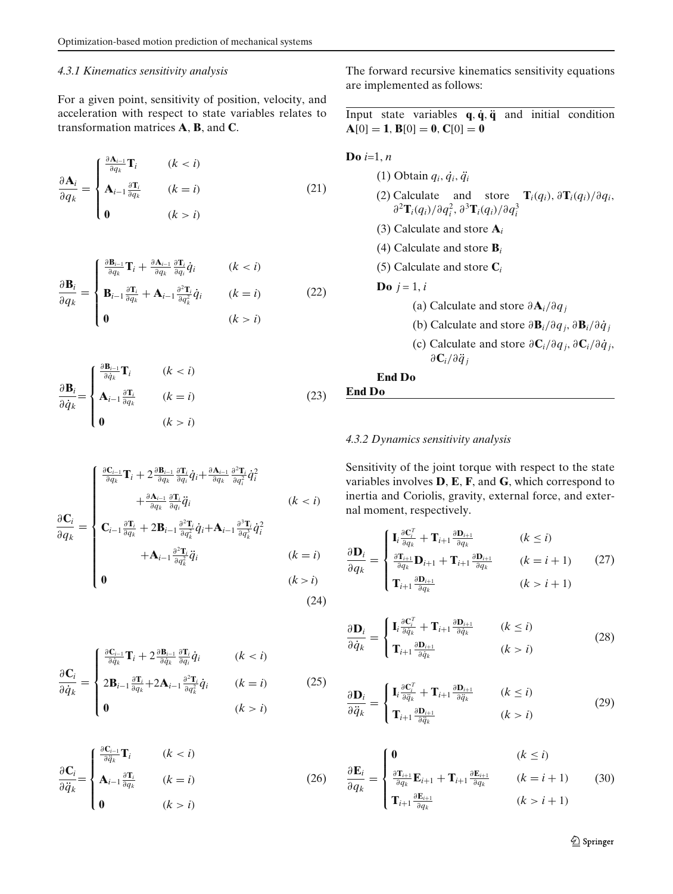#### 4.3.1 Kinematics sensitivity analysis

For a given point, sensitivity of position, velocity, and acceleration with respect to state variables relates to transformation matrices **A**, **B**, and **C**.

$$\frac{\partial \mathbf{A}_i}{\partial q_k} = \begin{cases} \frac{\partial \mathbf{A}_{i-1}}{\partial q_k}\mathbf{T}_i & (k < i) \\ \mathbf{A}_{i-1}\frac{\partial \mathbf{T}_i}{\partial q_k} & (k = i) \\ \mathbf{0} & (k > i) \end{cases} \tag{21}$$

$$\frac{\partial \mathbf{B}_i}{\partial q_k} = \begin{cases} \frac{\partial \mathbf{B}_{i-1}}{\partial q_k}\mathbf{T}_i + \frac{\partial \mathbf{A}_{i-1}}{\partial q_k}\frac{\partial \mathbf{T}_i}{\partial q_i}\dot{q}_i & (k < i) \\ \mathbf{B}_{i-1}\frac{\partial \mathbf{T}_i}{\partial q_k} + \mathbf{A}_{i-1}\frac{\partial^2 \mathbf{T}_i}{\partial q_k^2}\dot{q}_i & (k = i) \\ \mathbf{0} & (k > i) \end{cases} \tag{22}$$

$$\frac{\partial \mathbf{B}_i}{\partial \dot{q}_k} = \begin{cases} \frac{\partial \mathbf{B}_{i-1}}{\partial \dot{q}_k}\mathbf{T}_i & (k < i) \\ \mathbf{A}_{i-1}\frac{\partial \mathbf{T}_i}{\partial q_k} & (k = i) \\ \mathbf{0} & (k > i) \end{cases} \tag{23}$$

$$\frac{\partial \mathbf{C}_i}{\partial q_k} = \begin{cases} \frac{\partial \mathbf{C}_{i-1}}{\partial q_k}\mathbf{T}_i + 2\frac{\partial \mathbf{B}_{i-1}}{\partial q_k}\frac{\partial \mathbf{T}_i}{\partial q_i}\dot{q}_i + \frac{\partial \mathbf{A}_{i-1}}{\partial q_k}\frac{\partial^2 \mathbf{T}_i}{\partial q_i^2}\dot{q}_i^2 \\ \qquad + \frac{\partial \mathbf{A}_{i-1}}{\partial q_k}\frac{\partial \mathbf{T}_i}{\partial q_i}\ddot{q}_i & (k < i) \\ \mathbf{C}_{i-1}\frac{\partial \mathbf{T}_i}{\partial q_k} + 2\mathbf{B}_{i-1}\frac{\partial^2 \mathbf{T}_i}{\partial q_k^2}\dot{q}_i + \mathbf{A}_{i-1}\frac{\partial^3 \mathbf{T}_i}{\partial q_k^3}\dot{q}_i^2 \\ \qquad + \mathbf{A}_{i-1}\frac{\partial^2 \mathbf{T}_i}{\partial q_k^2}\ddot{q}_i & (k = i) \\ \mathbf{0} & (k > i) \end{cases} \tag{24}$$

$$\frac{\partial \mathbf{C}_i}{\partial \dot{q}_k} = \begin{cases} \frac{\partial \mathbf{C}_{i-1}}{\partial \dot{q}_k}\mathbf{T}_i + 2\frac{\partial \mathbf{B}_{i-1}}{\partial \dot{q}_k}\frac{\partial \mathbf{T}_i}{\partial q_i}\dot{q}_i & (k < i) \\ 2\mathbf{B}_{i-1}\frac{\partial \mathbf{T}_i}{\partial q_k} + 2\mathbf{A}_{i-1}\frac{\partial^2 \mathbf{T}_i}{\partial q_k^2}\dot{q}_i & (k = i) \\ \mathbf{0} & (k > i) \end{cases} \tag{25}$$

$$\frac{\partial \mathbf{C}_i}{\partial \ddot{q}_k} = \begin{cases} \frac{\partial \mathbf{C}_{i-1}}{\partial \ddot{q}_k}\mathbf{T}_i & (k < i) \\ \mathbf{A}_{i-1}\frac{\partial \mathbf{T}_i}{\partial q_k} & (k = i) \\ \mathbf{0} & (k > i) \end{cases} \tag{26}$$

The forward recursive kinematics sensitivity equations are implemented as follows:

---

Input state variables $\mathbf{q}, \dot{\mathbf{q}}, \ddot{\mathbf{q}}$ and initial condition $\mathbf{A}[0] = \mathbf{1}$, $\mathbf{B}[0] = \mathbf{0}$, $\mathbf{C}[0] = \mathbf{0}$

**Do** $i$=1, $n$

- (1) Obtain $q_i, \dot{q}_i, \ddot{q}_i$
- (2) Calculate and store $\mathbf{T}_i(q_i)$, $\partial \mathbf{T}_i(q_i)/\partial q_i$, $\partial^2 \mathbf{T}_i(q_i)/\partial q_i^2$, $\partial^3 \mathbf{T}_i(q_i)/\partial q_i^3$
- (3) Calculate and store $\mathbf{A}_i$
- (4) Calculate and store $\mathbf{B}_i$
- (5) Calculate and store $\mathbf{C}_i$

  **Do** $j = 1, i$

  - (a) Calculate and store $\partial \mathbf{A}_i/\partial q_j$
  - (b) Calculate and store $\partial \mathbf{B}_i/\partial q_j$, $\partial \mathbf{B}_i/\partial \dot{q}_j$
  - (c) Calculate and store $\partial \mathbf{C}_i/\partial q_j$, $\partial \mathbf{C}_i/\partial \dot{q}_j$, $\partial \mathbf{C}_i/\partial \ddot{q}_j$

  **End Do**

**End Do**

---

#### 4.3.2 Dynamics sensitivity analysis

Sensitivity of the joint torque with respect to the state variables involves **D**, **E**, **F**, and **G**, which correspond to inertia and Coriolis, gravity, external force, and external moment, respectively.

$$\frac{\partial \mathbf{D}_i}{\partial q_k} = \begin{cases} \mathbf{I}_i\frac{\partial \mathbf{C}_i^T}{\partial q_k} + \mathbf{T}_{i+1}\frac{\partial \mathbf{D}_{i+1}}{\partial q_k} & (k \le i) \\ \frac{\partial \mathbf{T}_{i+1}}{\partial q_k}\mathbf{D}_{i+1} + \mathbf{T}_{i+1}\frac{\partial \mathbf{D}_{i+1}}{\partial q_k} & (k = i+1) \\ \mathbf{T}_{i+1}\frac{\partial \mathbf{D}_{i+1}}{\partial q_k} & (k > i+1) \end{cases} \tag{27}$$

$$\frac{\partial \mathbf{D}_i}{\partial \dot{q}_k} = \begin{cases} \mathbf{I}_i\frac{\partial \mathbf{C}_i^T}{\partial \dot{q}_k} + \mathbf{T}_{i+1}\frac{\partial \mathbf{D}_{i+1}}{\partial \dot{q}_k} & (k \le i) \\ \mathbf{T}_{i+1}\frac{\partial \mathbf{D}_{i+1}}{\partial \dot{q}_k} & (k > i) \end{cases} \tag{28}$$

$$\frac{\partial \mathbf{D}_i}{\partial \ddot{q}_k} = \begin{cases} \mathbf{I}_i\frac{\partial \mathbf{C}_i^T}{\partial \ddot{q}_k} + \mathbf{T}_{i+1}\frac{\partial \mathbf{D}_{i+1}}{\partial \ddot{q}_k} & (k \le i) \\ \mathbf{T}_{i+1}\frac{\partial \mathbf{D}_{i+1}}{\partial \ddot{q}_k} & (k > i) \end{cases} \tag{29}$$

$$\frac{\partial \mathbf{E}_i}{\partial q_k} = \begin{cases} \mathbf{0} & (k \le i) \\ \frac{\partial \mathbf{T}_{i+1}}{\partial q_k}\mathbf{E}_{i+1} + \mathbf{T}_{i+1}\frac{\partial \mathbf{E}_{i+1}}{\partial q_k} & (k = i+1) \\ \mathbf{T}_{i+1}\frac{\partial \mathbf{E}_{i+1}}{\partial q_k} & (k > i+1) \end{cases} \tag{30}$$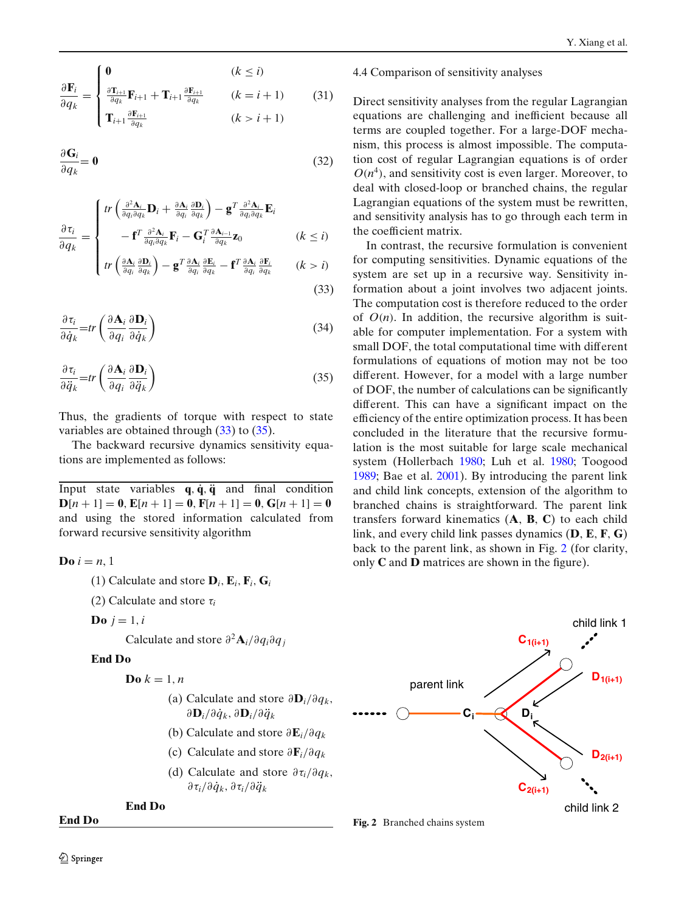$$\frac{\partial \mathbf{F}_i}{\partial q_k} = \begin{cases} \mathbf{0} & (k \le i) \\ \frac{\partial \mathbf{T}_{i+1}}{\partial q_k}\mathbf{F}_{i+1} + \mathbf{T}_{i+1}\frac{\partial \mathbf{F}_{i+1}}{\partial q_k} & (k = i+1) \\ \mathbf{T}_{i+1}\frac{\partial \mathbf{F}_{i+1}}{\partial q_k} & (k > i+1) \end{cases} \tag{31}$$

$$\frac{\partial \mathbf{G}_i}{\partial q_k} = \mathbf{0} \tag{32}$$

$$\frac{\partial \tau_i}{\partial q_k} = \begin{cases} tr\left(\frac{\partial^2 \mathbf{A}_i}{\partial q_i \partial q_k}\mathbf{D}_i + \frac{\partial \mathbf{A}_i}{\partial q_i}\frac{\partial \mathbf{D}_i}{\partial q_k}\right) - \mathbf{g}^T \frac{\partial^2 \mathbf{A}_i}{\partial q_i \partial q_k}\mathbf{E}_i & \\ \quad - \mathbf{f}^T \frac{\partial^2 \mathbf{A}_i}{\partial q_i \partial q_k}\mathbf{F}_i - \mathbf{G}_i^T \frac{\partial \mathbf{A}_{i-1}}{\partial q_k}\mathbf{z}_0 & (k \le i) \\ tr\left(\frac{\partial \mathbf{A}_i}{\partial q_i}\frac{\partial \mathbf{D}_i}{\partial q_k}\right) - \mathbf{g}^T \frac{\partial \mathbf{A}_i}{\partial q_i}\frac{\partial \mathbf{E}_i}{\partial q_k} - \mathbf{f}^T \frac{\partial \mathbf{A}_i}{\partial q_i}\frac{\partial \mathbf{F}_i}{\partial q_k} & (k > i) \end{cases} \tag{33}$$

$$\frac{\partial \tau_i}{\partial \dot{q}_k} = tr\left(\frac{\partial \mathbf{A}_i}{\partial q_i}\frac{\partial \mathbf{D}_i}{\partial \dot{q}_k}\right) \tag{34}$$

$$\frac{\partial \tau_i}{\partial \ddot{q}_k} = tr\left(\frac{\partial \mathbf{A}_i}{\partial q_i}\frac{\partial \mathbf{D}_i}{\partial \ddot{q}_k}\right) \tag{35}$$

Thus, the gradients of torque with respect to state variables are obtained through (33) to (35).

The backward recursive dynamics sensitivity equations are implemented as follows:

---

Input state variables $\mathbf{q}, \dot{\mathbf{q}}, \ddot{\mathbf{q}}$ and final condition $\mathbf{D}[n+1] = \mathbf{0}$, $\mathbf{E}[n+1] = \mathbf{0}$, $\mathbf{F}[n+1] = \mathbf{0}$, $\mathbf{G}[n+1] = \mathbf{0}$ and using the stored information calculated from forward recursive sensitivity algorithm

**Do** $i = n, 1$

- (1) Calculate and store $\mathbf{D}_i, \mathbf{E}_i, \mathbf{F}_i, \mathbf{G}_i$
- (2) Calculate and store $\tau_i$
- **Do** $j = 1, i$
  - Calculate and store $\partial^2 \mathbf{A}_i / \partial q_i \partial q_j$
- **End Do**
  - **Do** $k = 1, n$
    - (a) Calculate and store $\partial \mathbf{D}_i / \partial q_k$, $\partial \mathbf{D}_i / \partial \dot{q}_k$, $\partial \mathbf{D}_i / \partial \ddot{q}_k$
    - (b) Calculate and store $\partial \mathbf{E}_i / \partial q_k$
    - (c) Calculate and store $\partial \mathbf{F}_i / \partial q_k$
    - (d) Calculate and store $\partial \tau_i / \partial q_k$, $\partial \tau_i / \partial \dot{q}_k$, $\partial \tau_i / \partial \ddot{q}_k$
  - **End Do**

**End Do**

---

### 4.4 Comparison of sensitivity analyses

Direct sensitivity analyses from the regular Lagrangian equations are challenging and inefficient because all terms are coupled together. For a large-DOF mechanism, this process is almost impossible. The computation cost of regular Lagrangian equations is of order $O(n^4)$, and sensitivity cost is even larger. Moreover, to deal with closed-loop or branched chains, the regular Lagrangian equations of the system must be rewritten, and sensitivity analysis has to go through each term in the coefficient matrix.

In contrast, the recursive formulation is convenient for computing sensitivities. Dynamic equations of the system are set up in a recursive way. Sensitivity information about a joint involves two adjacent joints. The computation cost is therefore reduced to the order of $O(n)$. In addition, the recursive algorithm is suitable for computer implementation. For a system with small DOF, the total computational time with different formulations of equations of motion may not be too different. However, for a model with a large number of DOF, the number of calculations can be significantly different. This can have a significant impact on the efficiency of the entire optimization process. It has been concluded in the literature that the recursive formulation is the most suitable for large scale mechanical system (Hollerbach 1980; Luh et al. 1980; Toogood 1989; Bae et al. 2001). By introducing the parent link and child link concepts, extension of the algorithm to branched chains is straightforward. The parent link transfers forward kinematics ($\mathbf{A}$, $\mathbf{B}$, $\mathbf{C}$) to each child link, and every child link passes dynamics ($\mathbf{D}$, $\mathbf{E}$, $\mathbf{F}$, $\mathbf{G}$) back to the parent link, as shown in Fig. 2 (for clarity, only $\mathbf{C}$ and $\mathbf{D}$ matrices are shown in the figure).

**Fig. 2** Branched chains system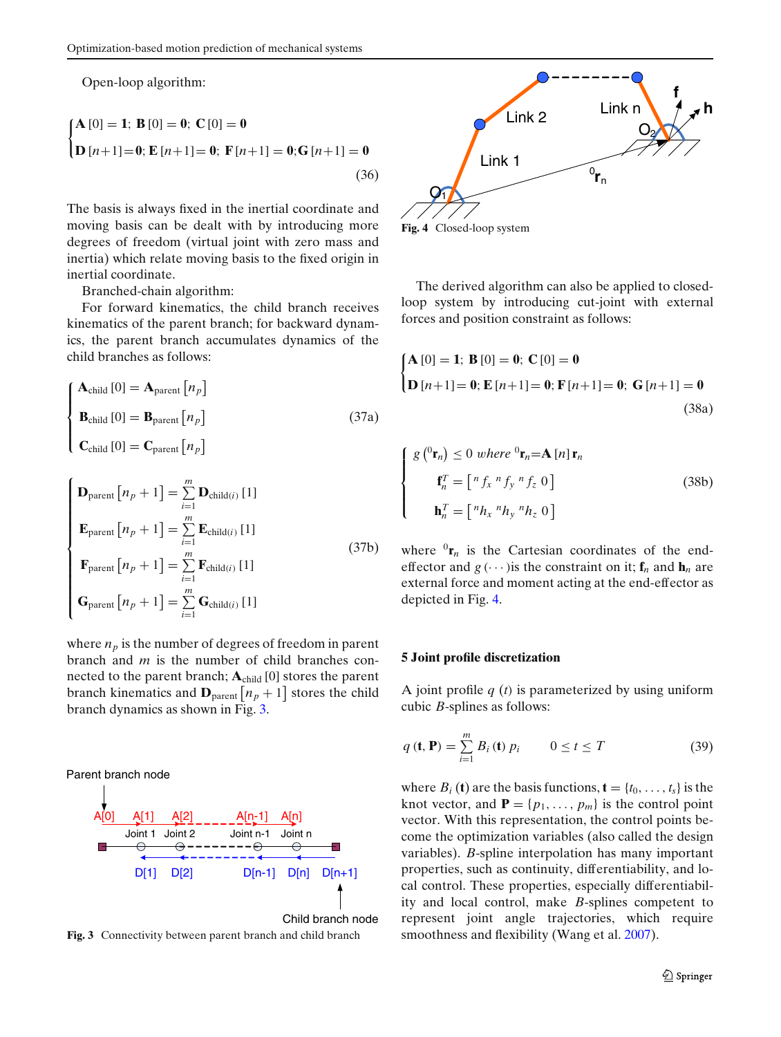Open-loop algorithm:

$$\begin{cases} \mathbf{A}[0] = \mathbf{1};\ \mathbf{B}[0] = \mathbf{0};\ \mathbf{C}[0] = \mathbf{0} \\ \mathbf{D}[n+1] = \mathbf{0};\ \mathbf{E}[n+1] = \mathbf{0};\ \mathbf{F}[n+1] = \mathbf{0};\mathbf{G}[n+1] = \mathbf{0} \end{cases} \tag{36}$$

The basis is always fixed in the inertial coordinate and moving basis can be dealt with by introducing more degrees of freedom (virtual joint with zero mass and inertia) which relate moving basis to the fixed origin in inertial coordinate.

Branched-chain algorithm:

For forward kinematics, the child branch receives kinematics of the parent branch; for backward dynamics, the parent branch accumulates dynamics of the child branches as follows:

$$\begin{cases} \mathbf{A}_{\text{child}}[0] = \mathbf{A}_{\text{parent}}\left[n_p\right] \\ \mathbf{B}_{\text{child}}[0] = \mathbf{B}_{\text{parent}}\left[n_p\right] \\ \mathbf{C}_{\text{child}}[0] = \mathbf{C}_{\text{parent}}\left[n_p\right] \end{cases} \tag{37a}$$

$$\begin{cases} \mathbf{D}_{\text{parent}}\left[n_p+1\right] = \sum_{i=1}^{m} \mathbf{D}_{\text{child}(i)}[1] \\ \mathbf{E}_{\text{parent}}\left[n_p+1\right] = \sum_{i=1}^{m} \mathbf{E}_{\text{child}(i)}[1] \\ \mathbf{F}_{\text{parent}}\left[n_p+1\right] = \sum_{i=1}^{m} \mathbf{F}_{\text{child}(i)}[1] \\ \mathbf{G}_{\text{parent}}\left[n_p+1\right] = \sum_{i=1}^{m} \mathbf{G}_{\text{child}(i)}[1] \end{cases} \tag{37b}$$

where $n_p$ is the number of degrees of freedom in parent branch and $m$ is the number of child branches connected to the parent branch; $\mathbf{A}_{\text{child}}[0]$ stores the parent branch kinematics and $\mathbf{D}_{\text{parent}}\left[n_p+1\right]$ stores the child branch dynamics as shown in Fig. 3.

Parent branch node

A[0] A[1] A[2] A[n-1] A[n]

Joint 1 Joint 2 Joint n-1 Joint n

D[1] D[2] D[n-1] D[n] D[n+1]

Child branch node

**Fig. 3** Connectivity between parent branch and child branch

Link 2 · Link n · Link 1 · $O_1$ · $O_2$ · $^0\mathbf{r}_n$ · f · h

**Fig. 4** Closed-loop system

The derived algorithm can also be applied to closed-loop system by introducing cut-joint with external forces and position constraint as follows:

$$\begin{cases} \mathbf{A}[0] = \mathbf{1};\ \mathbf{B}[0] = \mathbf{0};\ \mathbf{C}[0] = \mathbf{0} \\ \mathbf{D}[n+1] = \mathbf{0};\ \mathbf{E}[n+1] = \mathbf{0};\ \mathbf{F}[n+1] = \mathbf{0};\ \mathbf{G}[n+1] = \mathbf{0} \end{cases} \tag{38a}$$

$$\begin{cases} g\left({}^0\mathbf{r}_n\right) \le 0 \ \textit{where}\ {}^0\mathbf{r}_n = \mathbf{A}[n]\,\mathbf{r}_n \\ \mathbf{f}_n^T = \left[{}^n f_x\ {}^n f_y\ {}^n f_z\ 0\right] \\ \mathbf{h}_n^T = \left[{}^n h_x\ {}^n h_y\ {}^n h_z\ 0\right] \end{cases} \tag{38b}$$

where ${}^0\mathbf{r}_n$ is the Cartesian coordinates of the end-effector and $g(\cdots)$ is the constraint on it; $\mathbf{f}_n$ and $\mathbf{h}_n$ are external force and moment acting at the end-effector as depicted in Fig. 4.

## 5 Joint profile discretization

A joint profile $q(t)$ is parameterized by using uniform cubic $B$-splines as follows:

$$q(\mathbf{t}, \mathbf{P}) = \sum_{i=1}^{m} B_i(\mathbf{t})\, p_i \qquad 0 \le t \le T \tag{39}$$

where $B_i(\mathbf{t})$ are the basis functions, $\mathbf{t} = \{t_0, \ldots, t_s\}$ is the knot vector, and $\mathbf{P} = \{p_1, \ldots, p_m\}$ is the control point vector. With this representation, the control points become the optimization variables (also called the design variables). $B$-spline interpolation has many important properties, such as continuity, differentiability, and local control. These properties, especially differentiability and local control, make $B$-splines competent to represent joint angle trajectories, which require smoothness and flexibility (Wang et al. 2007).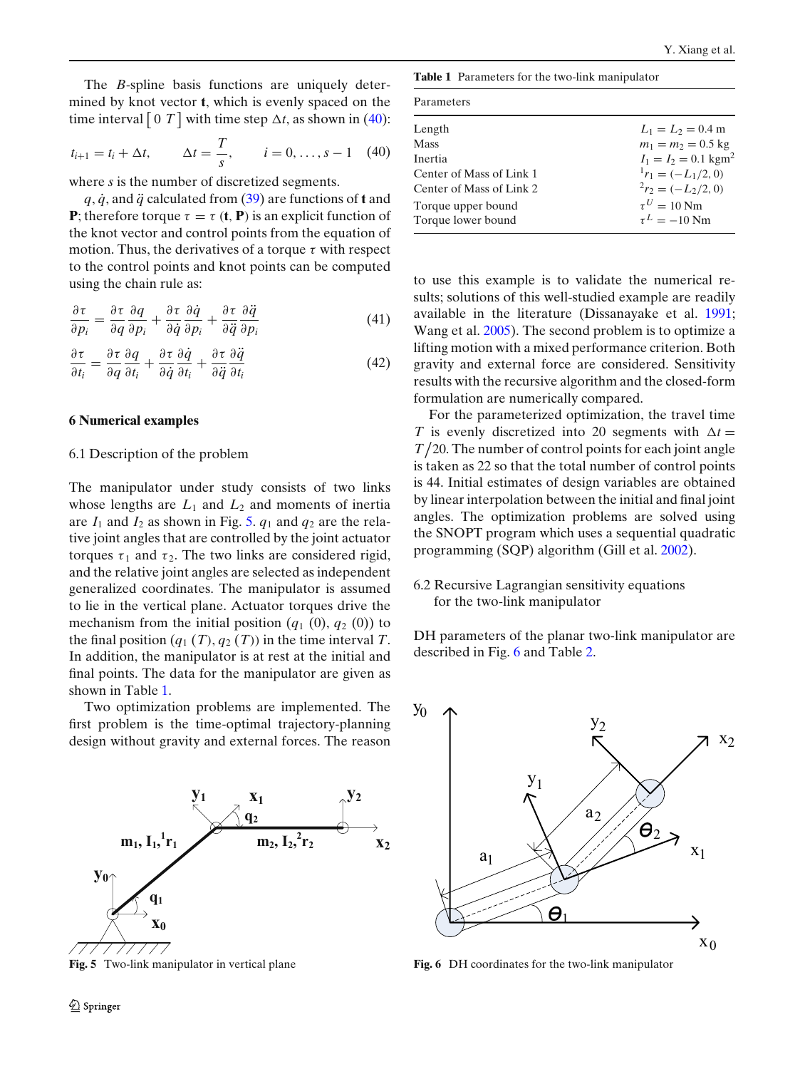The *B*-spline basis functions are uniquely determined by knot vector **t**, which is evenly spaced on the time interval $[\,0\ \ T\,]$ with time step $\Delta t$, as shown in (40):

$$t_{i+1} = t_i + \Delta t, \qquad \Delta t = \frac{T}{s}, \qquad i = 0, \ldots, s-1 \tag{40}$$

where $s$ is the number of discretized segments.

$q, \dot{q}$, and $\ddot{q}$ calculated from (39) are functions of **t** and **P**; therefore torque $\tau = \tau\,(\mathbf{t}, \mathbf{P})$ is an explicit function of the knot vector and control points from the equation of motion. Thus, the derivatives of a torque $\tau$ with respect to the control points and knot points can be computed using the chain rule as:

$$\frac{\partial \tau}{\partial p_i} = \frac{\partial \tau}{\partial q}\frac{\partial q}{\partial p_i} + \frac{\partial \tau}{\partial \dot{q}}\frac{\partial \dot{q}}{\partial p_i} + \frac{\partial \tau}{\partial \ddot{q}}\frac{\partial \ddot{q}}{\partial p_i} \tag{41}$$

$$\frac{\partial \tau}{\partial t_i} = \frac{\partial \tau}{\partial q}\frac{\partial q}{\partial t_i} + \frac{\partial \tau}{\partial \dot{q}}\frac{\partial \dot{q}}{\partial t_i} + \frac{\partial \tau}{\partial \ddot{q}}\frac{\partial \ddot{q}}{\partial t_i} \tag{42}$$

## 6 Numerical examples

### 6.1 Description of the problem

The manipulator under study consists of two links whose lengths are $L_1$ and $L_2$ and moments of inertia are $I_1$ and $I_2$ as shown in Fig. 5. $q_1$ and $q_2$ are the relative joint angles that are controlled by the joint actuator torques $\tau_1$ and $\tau_2$. The two links are considered rigid, and the relative joint angles are selected as independent generalized coordinates. The manipulator is assumed to lie in the vertical plane. Actuator torques drive the mechanism from the initial position $(q_1\,(0), q_2\,(0))$ to the final position $(q_1\,(T), q_2\,(T))$ in the time interval $T$. In addition, the manipulator is at rest at the initial and final points. The data for the manipulator are given as shown in Table 1.

Two optimization problems are implemented. The first problem is the time-optimal trajectory-planning design without gravity and external forces. The reason to use this example is to validate the numerical results; solutions of this well-studied example are readily available in the literature (Dissanayake et al. 1991; Wang et al. 2005). The second problem is to optimize a lifting motion with a mixed performance criterion. Both gravity and external force are considered. Sensitivity results with the recursive algorithm and the closed-form formulation are numerically compared.

Fig. 5 Two-link manipulator in vertical plane

**Table 1** Parameters for the two-link manipulator

| Parameters | |
|---|---|
| Length | $L_1 = L_2 = 0.4$ m |
| Mass | $m_1 = m_2 = 0.5$ kg |
| Inertia | $I_1 = I_2 = 0.1$ kgm$^2$ |
| Center of Mass of Link 1 | ${}^1r_1 = (-L_1/2, 0)$ |
| Center of Mass of Link 2 | ${}^2r_2 = (-L_2/2, 0)$ |
| Torque upper bound | $\tau^U = 10$ Nm |
| Torque lower bound | $\tau^L = -10$ Nm |

For the parameterized optimization, the travel time $T$ is evenly discretized into 20 segments with $\Delta t = T/20$. The number of control points for each joint angle is taken as 22 so that the total number of control points is 44. Initial estimates of design variables are obtained by linear interpolation between the initial and final joint angles. The optimization problems are solved using the SNOPT program which uses a sequential quadratic programming (SQP) algorithm (Gill et al. 2002).

### 6.2 Recursive Lagrangian sensitivity equations for the two-link manipulator

DH parameters of the planar two-link manipulator are described in Fig. 6 and Table 2.

Fig. 6 DH coordinates for the two-link manipulator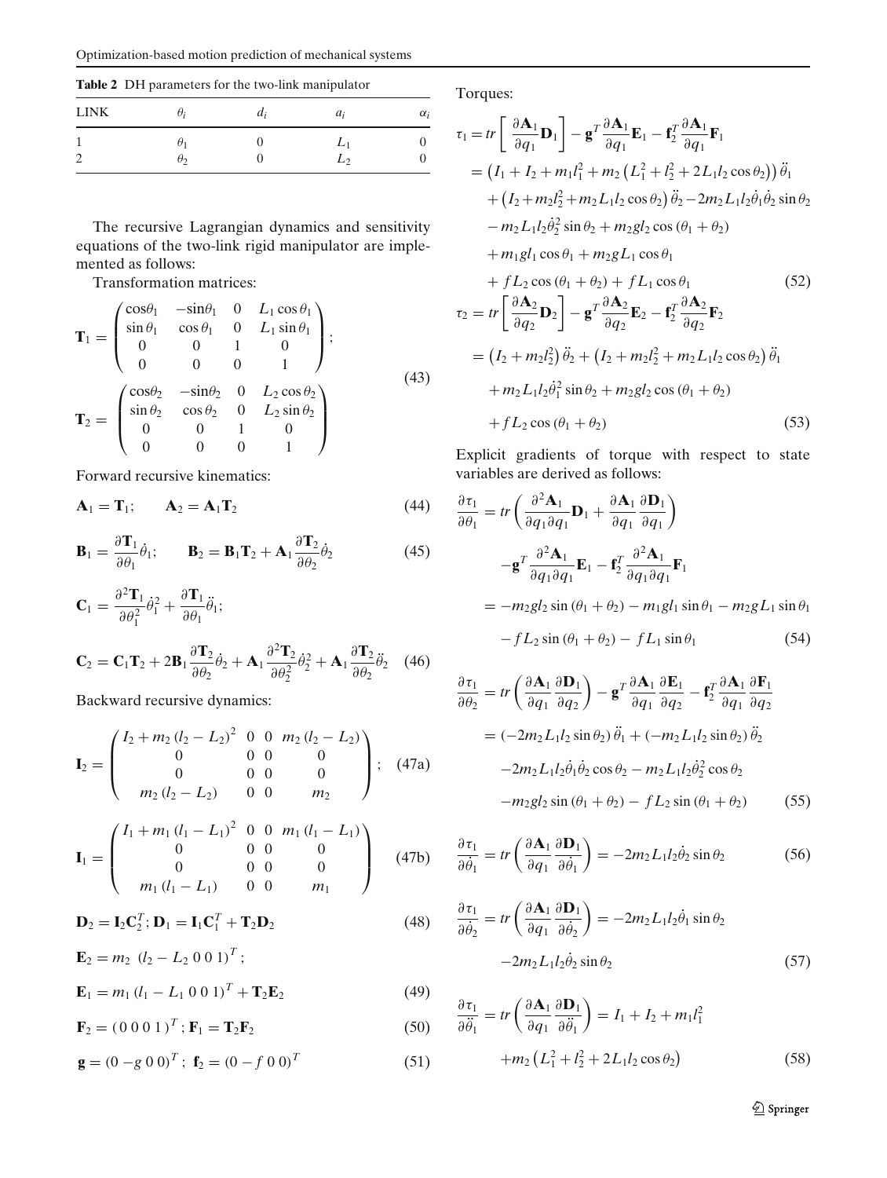**Table 2** DH parameters for the two-link manipulator

| LINK | $\theta_i$ | $d_i$ | $a_i$ | $\alpha_i$ |
|---|---|---|---|---|
| 1 | $\theta_1$ | 0 | $L_1$ | 0 |
| 2 | $\theta_2$ | 0 | $L_2$ | 0 |

The recursive Lagrangian dynamics and sensitivity equations of the two-link rigid manipulator are implemented as follows:

Transformation matrices:

$$\mathbf{T}_1 = \begin{pmatrix} \cos\theta_1 & -\sin\theta_1 & 0 & L_1\cos\theta_1 \\ \sin\theta_1 & \cos\theta_1 & 0 & L_1\sin\theta_1 \\ 0 & 0 & 1 & 0 \\ 0 & 0 & 0 & 1 \end{pmatrix}; \quad \mathbf{T}_2 = \begin{pmatrix} \cos\theta_2 & -\sin\theta_2 & 0 & L_2\cos\theta_2 \\ \sin\theta_2 & \cos\theta_2 & 0 & L_2\sin\theta_2 \\ 0 & 0 & 1 & 0 \\ 0 & 0 & 0 & 1 \end{pmatrix} \tag{43}$$

Forward recursive kinematics:

$$\mathbf{A}_1 = \mathbf{T}_1; \qquad \mathbf{A}_2 = \mathbf{A}_1\mathbf{T}_2 \tag{44}$$

$$\mathbf{B}_1 = \frac{\partial \mathbf{T}_1}{\partial \theta_1}\dot{\theta}_1; \qquad \mathbf{B}_2 = \mathbf{B}_1\mathbf{T}_2 + \mathbf{A}_1\frac{\partial \mathbf{T}_2}{\partial \theta_2}\dot{\theta}_2 \tag{45}$$

$$\mathbf{C}_1 = \frac{\partial^2 \mathbf{T}_1}{\partial \theta_1^2}\dot{\theta}_1^2 + \frac{\partial \mathbf{T}_1}{\partial \theta_1}\ddot{\theta}_1;$$

$$\mathbf{C}_2 = \mathbf{C}_1\mathbf{T}_2 + 2\mathbf{B}_1\frac{\partial \mathbf{T}_2}{\partial \theta_2}\dot{\theta}_2 + \mathbf{A}_1\frac{\partial^2 \mathbf{T}_2}{\partial \theta_2^2}\dot{\theta}_2^2 + \mathbf{A}_1\frac{\partial \mathbf{T}_2}{\partial \theta_2}\ddot{\theta}_2 \tag{46}$$

Backward recursive dynamics:

$$\mathbf{I}_2 = \begin{pmatrix} I_2 + m_2(l_2 - L_2)^2 & 0 & 0 & m_2(l_2 - L_2) \\ 0 & 0 & 0 & 0 \\ 0 & 0 & 0 & 0 \\ m_2(l_2 - L_2) & 0 & 0 & m_2 \end{pmatrix}; \tag{47a}$$

$$\mathbf{I}_1 = \begin{pmatrix} I_1 + m_1(l_1 - L_1)^2 & 0 & 0 & m_1(l_1 - L_1) \\ 0 & 0 & 0 & 0 \\ 0 & 0 & 0 & 0 \\ m_1(l_1 - L_1) & 0 & 0 & m_1 \end{pmatrix} \tag{47b}$$

$$\mathbf{D}_2 = \mathbf{I}_2\mathbf{C}_2^T; \mathbf{D}_1 = \mathbf{I}_1\mathbf{C}_1^T + \mathbf{T}_2\mathbf{D}_2 \tag{48}$$

$$\mathbf{E}_2 = m_2\ (l_2 - L_2\ 0\ 0\ 1)^T;$$

$$\mathbf{E}_1 = m_1(l_1 - L_1\ 0\ 0\ 1)^T + \mathbf{T}_2\mathbf{E}_2 \tag{49}$$

$$\mathbf{F}_2 = (0\ 0\ 0\ 1)^T; \mathbf{F}_1 = \mathbf{T}_2\mathbf{F}_2 \tag{50}$$

$$\mathbf{g} = (0\ -g\ 0\ 0)^T;\ \mathbf{f}_2 = (0\ -f\ 0\ 0)^T \tag{51}$$

Torques:

$$\begin{aligned}
\tau_1 &= tr\left[\frac{\partial \mathbf{A}_1}{\partial q_1}\mathbf{D}_1\right] - \mathbf{g}^T\frac{\partial \mathbf{A}_1}{\partial q_1}\mathbf{E}_1 - \mathbf{f}_2^T\frac{\partial \mathbf{A}_1}{\partial q_1}\mathbf{F}_1 \\
&= \left(I_1 + I_2 + m_1 l_1^2 + m_2\left(L_1^2 + l_2^2 + 2L_1 l_2\cos\theta_2\right)\right)\ddot{\theta}_1 \\
&\quad + \left(I_2 + m_2 l_2^2 + m_2 L_1 l_2\cos\theta_2\right)\ddot{\theta}_2 - 2m_2 L_1 l_2\dot{\theta}_1\dot{\theta}_2\sin\theta_2 \\
&\quad - m_2 L_1 l_2\dot{\theta}_2^2\sin\theta_2 + m_2 g l_2\cos(\theta_1 + \theta_2) \\
&\quad + m_1 g l_1\cos\theta_1 + m_2 g L_1\cos\theta_1 \\
&\quad + f L_2\cos(\theta_1 + \theta_2) + f L_1\cos\theta_1
\end{aligned} \tag{52}$$

$$\begin{aligned}
\tau_2 &= tr\left[\frac{\partial \mathbf{A}_2}{\partial q_2}\mathbf{D}_2\right] - \mathbf{g}^T\frac{\partial \mathbf{A}_2}{\partial q_2}\mathbf{E}_2 - \mathbf{f}_2^T\frac{\partial \mathbf{A}_2}{\partial q_2}\mathbf{F}_2 \\
&= \left(I_2 + m_2 l_2^2\right)\ddot{\theta}_2 + \left(I_2 + m_2 l_2^2 + m_2 L_1 l_2\cos\theta_2\right)\ddot{\theta}_1 \\
&\quad + m_2 L_1 l_2\dot{\theta}_1^2\sin\theta_2 + m_2 g l_2\cos(\theta_1 + \theta_2) \\
&\quad + f L_2\cos(\theta_1 + \theta_2)
\end{aligned} \tag{53}$$

Explicit gradients of torque with respect to state variables are derived as follows:

$$\begin{aligned}
\frac{\partial \tau_1}{\partial \theta_1} &= tr\left(\frac{\partial^2 \mathbf{A}_1}{\partial q_1 \partial q_1}\mathbf{D}_1 + \frac{\partial \mathbf{A}_1}{\partial q_1}\frac{\partial \mathbf{D}_1}{\partial q_1}\right) \\
&\quad - \mathbf{g}^T\frac{\partial^2 \mathbf{A}_1}{\partial q_1 \partial q_1}\mathbf{E}_1 - \mathbf{f}_2^T\frac{\partial^2 \mathbf{A}_1}{\partial q_1 \partial q_1}\mathbf{F}_1 \\
&= -m_2 g l_2\sin(\theta_1 + \theta_2) - m_1 g l_1\sin\theta_1 - m_2 g L_1\sin\theta_1 \\
&\quad - f L_2\sin(\theta_1 + \theta_2) - f L_1\sin\theta_1
\end{aligned} \tag{54}$$

$$\begin{aligned}
\frac{\partial \tau_1}{\partial \theta_2} &= tr\left(\frac{\partial \mathbf{A}_1}{\partial q_1}\frac{\partial \mathbf{D}_1}{\partial q_2}\right) - \mathbf{g}^T\frac{\partial \mathbf{A}_1}{\partial q_1}\frac{\partial \mathbf{E}_1}{\partial q_2} - \mathbf{f}_2^T\frac{\partial \mathbf{A}_1}{\partial q_1}\frac{\partial \mathbf{F}_1}{\partial q_2} \\
&= (-2m_2 L_1 l_2\sin\theta_2)\ddot{\theta}_1 + (-m_2 L_1 l_2\sin\theta_2)\ddot{\theta}_2 \\
&\quad - 2m_2 L_1 l_2\dot{\theta}_1\dot{\theta}_2\cos\theta_2 - m_2 L_1 l_2\dot{\theta}_2^2\cos\theta_2 \\
&\quad - m_2 g l_2\sin(\theta_1 + \theta_2) - f L_2\sin(\theta_1 + \theta_2)
\end{aligned} \tag{55}$$

$$\frac{\partial \tau_1}{\partial \dot{\theta}_1} = tr\left(\frac{\partial \mathbf{A}_1}{\partial q_1}\frac{\partial \mathbf{D}_1}{\partial \dot{\theta}_1}\right) = -2m_2 L_1 l_2\dot{\theta}_2\sin\theta_2 \tag{56}$$

$$\begin{aligned}
\frac{\partial \tau_1}{\partial \dot{\theta}_2} &= tr\left(\frac{\partial \mathbf{A}_1}{\partial q_1}\frac{\partial \mathbf{D}_1}{\partial \dot{\theta}_2}\right) = -2m_2 L_1 l_2\dot{\theta}_1\sin\theta_2 \\
&\quad - 2m_2 L_1 l_2\dot{\theta}_2\sin\theta_2
\end{aligned} \tag{57}$$

$$\begin{aligned}
\frac{\partial \tau_1}{\partial \ddot{\theta}_1} &= tr\left(\frac{\partial \mathbf{A}_1}{\partial q_1}\frac{\partial \mathbf{D}_1}{\partial \ddot{\theta}_1}\right) = I_1 + I_2 + m_1 l_1^2 \\
&\quad + m_2\left(L_1^2 + l_2^2 + 2L_1 l_2\cos\theta_2\right)
\end{aligned} \tag{58}$$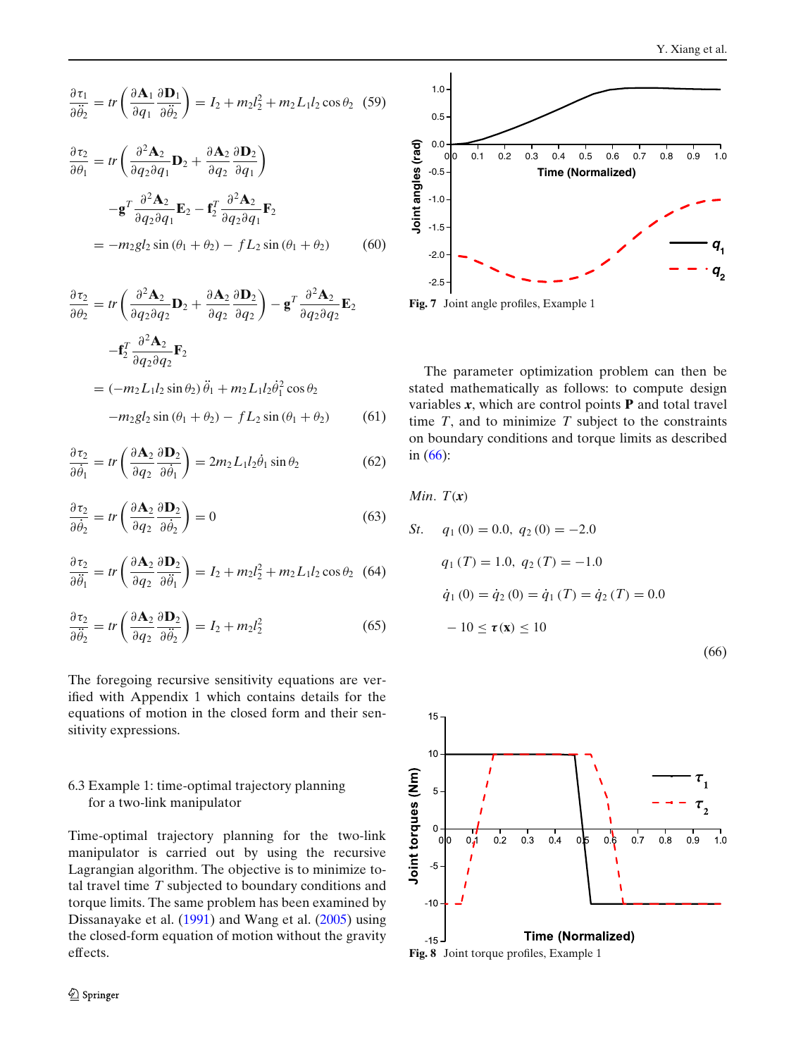$$\frac{\partial \tau_1}{\partial \ddot{\theta}_2} = tr\left(\frac{\partial \mathbf{A}_1}{\partial q_1}\frac{\partial \mathbf{D}_1}{\partial \ddot{\theta}_2}\right) = I_2 + m_2 l_2^2 + m_2 L_1 l_2 \cos\theta_2 \quad (59)$$

$$\frac{\partial \tau_2}{\partial \theta_1} = tr\left(\frac{\partial^2 \mathbf{A}_2}{\partial q_2 \partial q_1}\mathbf{D}_2 + \frac{\partial \mathbf{A}_2}{\partial q_2}\frac{\partial \mathbf{D}_2}{\partial q_1}\right) - \mathbf{g}^T \frac{\partial^2 \mathbf{A}_2}{\partial q_2 \partial q_1}\mathbf{E}_2 - \mathbf{f}_2^T \frac{\partial^2 \mathbf{A}_2}{\partial q_2 \partial q_1}\mathbf{F}_2$$
$$= -m_2 g l_2 \sin(\theta_1 + \theta_2) - f L_2 \sin(\theta_1 + \theta_2) \quad (60)$$

$$\frac{\partial \tau_2}{\partial \theta_2} = tr\left(\frac{\partial^2 \mathbf{A}_2}{\partial q_2 \partial q_2}\mathbf{D}_2 + \frac{\partial \mathbf{A}_2}{\partial q_2}\frac{\partial \mathbf{D}_2}{\partial q_2}\right) - \mathbf{g}^T \frac{\partial^2 \mathbf{A}_2}{\partial q_2 \partial q_2}\mathbf{E}_2 - \mathbf{f}_2^T \frac{\partial^2 \mathbf{A}_2}{\partial q_2 \partial q_2}\mathbf{F}_2$$
$$= (-m_2 L_1 l_2 \sin\theta_2)\ddot{\theta}_1 + m_2 L_1 l_2 \dot{\theta}_1^2 \cos\theta_2 - m_2 g l_2 \sin(\theta_1 + \theta_2) - f L_2 \sin(\theta_1 + \theta_2) \quad (61)$$

$$\frac{\partial \tau_2}{\partial \dot{\theta}_1} = tr\left(\frac{\partial \mathbf{A}_2}{\partial q_2}\frac{\partial \mathbf{D}_2}{\partial \dot{\theta}_1}\right) = 2 m_2 L_1 l_2 \dot{\theta}_1 \sin\theta_2 \quad (62)$$

$$\frac{\partial \tau_2}{\partial \dot{\theta}_2} = tr\left(\frac{\partial \mathbf{A}_2}{\partial q_2}\frac{\partial \mathbf{D}_2}{\partial \dot{\theta}_2}\right) = 0 \quad (63)$$

$$\frac{\partial \tau_2}{\partial \ddot{\theta}_1} = tr\left(\frac{\partial \mathbf{A}_2}{\partial q_2}\frac{\partial \mathbf{D}_2}{\partial \ddot{\theta}_1}\right) = I_2 + m_2 l_2^2 + m_2 L_1 l_2 \cos\theta_2 \quad (64)$$

$$\frac{\partial \tau_2}{\partial \ddot{\theta}_2} = tr\left(\frac{\partial \mathbf{A}_2}{\partial q_2}\frac{\partial \mathbf{D}_2}{\partial \ddot{\theta}_2}\right) = I_2 + m_2 l_2^2 \quad (65)$$

The foregoing recursive sensitivity equations are verified with Appendix 1 which contains details for the equations of motion in the closed form and their sensitivity expressions.

### 6.3 Example 1: time-optimal trajectory planning for a two-link manipulator

Time-optimal trajectory planning for the two-link manipulator is carried out by using the recursive Lagrangian algorithm. The objective is to minimize total travel time $T$ subjected to boundary conditions and torque limits. The same problem has been examined by Dissanayake et al. (1991) and Wang et al. (2005) using the closed-form equation of motion without the gravity effects.

Fig. 7 Joint angle profiles, Example 1

The parameter optimization problem can then be stated mathematically as follows: to compute design variables $\boldsymbol{x}$, which are control points $\mathbf{P}$ and total travel time $T$, and to minimize $T$ subject to the constraints on boundary conditions and torque limits as described in (66):

$$\begin{aligned}
&Min.\ T(\boldsymbol{x}) \\
&St. \quad q_1(0) = 0.0,\ q_2(0) = -2.0 \\
&\qquad q_1(T) = 1.0,\ q_2(T) = -1.0 \\
&\qquad \dot{q}_1(0) = \dot{q}_2(0) = \dot{q}_1(T) = \dot{q}_2(T) = 0.0 \\
&\qquad -10 \leq \boldsymbol{\tau}(\mathbf{x}) \leq 10
\end{aligned} \quad (66)$$

Fig. 8 Joint torque profiles, Example 1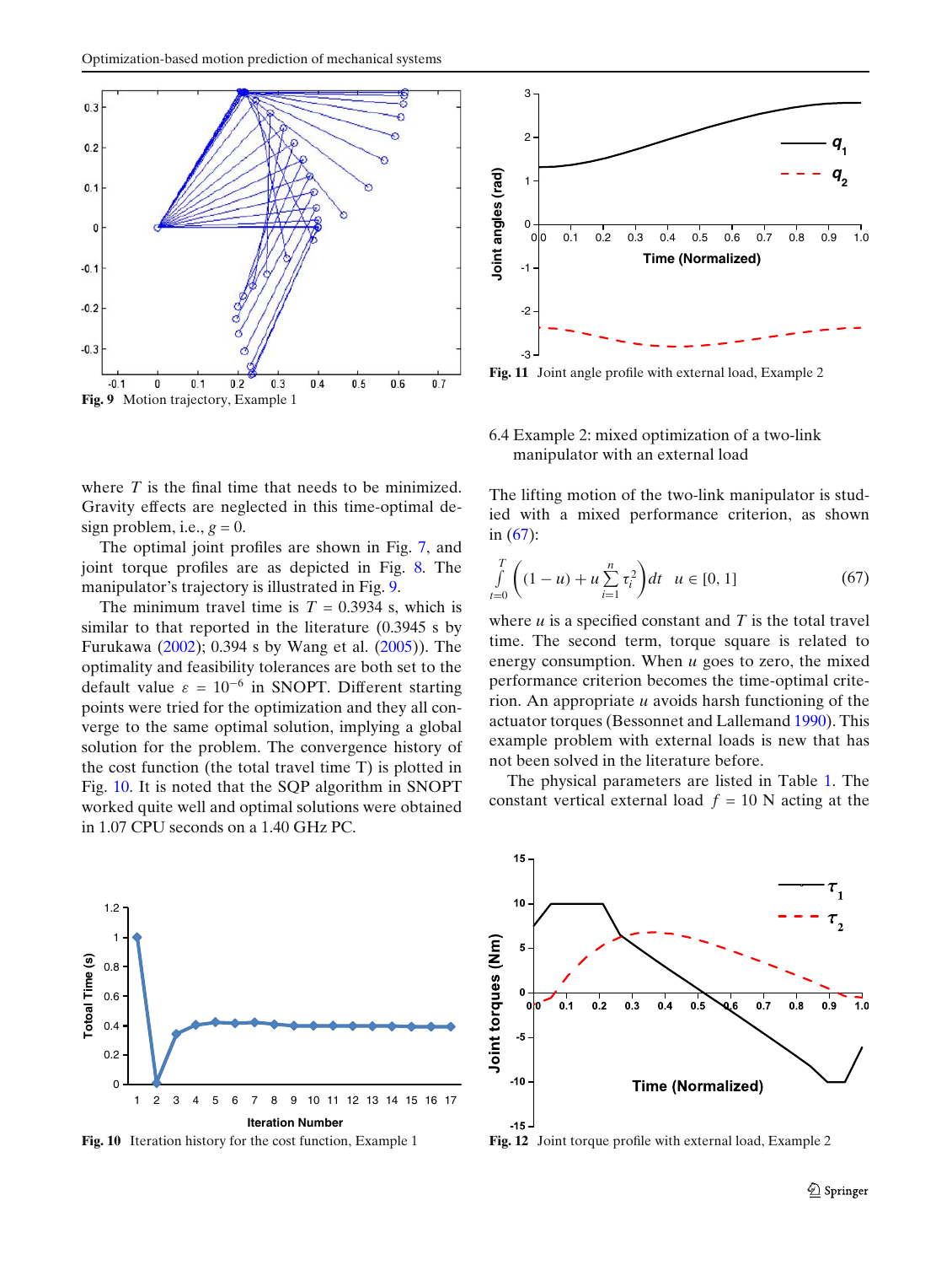Fig. 9 Motion trajectory, Example 1

Fig. 11 Joint angle profile with external load, Example 2

where $T$ is the final time that needs to be minimized. Gravity effects are neglected in this time-optimal design problem, i.e., $g = 0$.

The optimal joint profiles are shown in Fig. 7, and joint torque profiles are as depicted in Fig. 8. The manipulator's trajectory is illustrated in Fig. 9.

The minimum travel time is $T = 0.3934$ s, which is similar to that reported in the literature (0.3945 s by Furukawa (2002); 0.394 s by Wang et al. (2005)). The optimality and feasibility tolerances are both set to the default value $\varepsilon = 10^{-6}$ in SNOPT. Different starting points were tried for the optimization and they all converge to the same optimal solution, implying a global solution for the problem. The convergence history of the cost function (the total travel time T) is plotted in Fig. 10. It is noted that the SQP algorithm in SNOPT worked quite well and optimal solutions were obtained in 1.07 CPU seconds on a 1.40 GHz PC.

Fig. 10 Iteration history for the cost function, Example 1

### 6.4 Example 2: mixed optimization of a two-link manipulator with an external load

The lifting motion of the two-link manipulator is studied with a mixed performance criterion, as shown in (67):

$$\int_{t=0}^{T} \left( (1-u) + u \sum_{i=1}^{n} \tau_i^2 \right) dt \quad u \in [0, 1] \tag{67}$$

where $u$ is a specified constant and $T$ is the total travel time. The second term, torque square is related to energy consumption. When $u$ goes to zero, the mixed performance criterion becomes the time-optimal criterion. An appropriate $u$ avoids harsh functioning of the actuator torques (Bessonnet and Lallemand 1990). This example problem with external loads is new that has not been solved in the literature before.

The physical parameters are listed in Table 1. The constant vertical external load $f = 10$ N acting at the

Fig. 12 Joint torque profile with external load, Example 2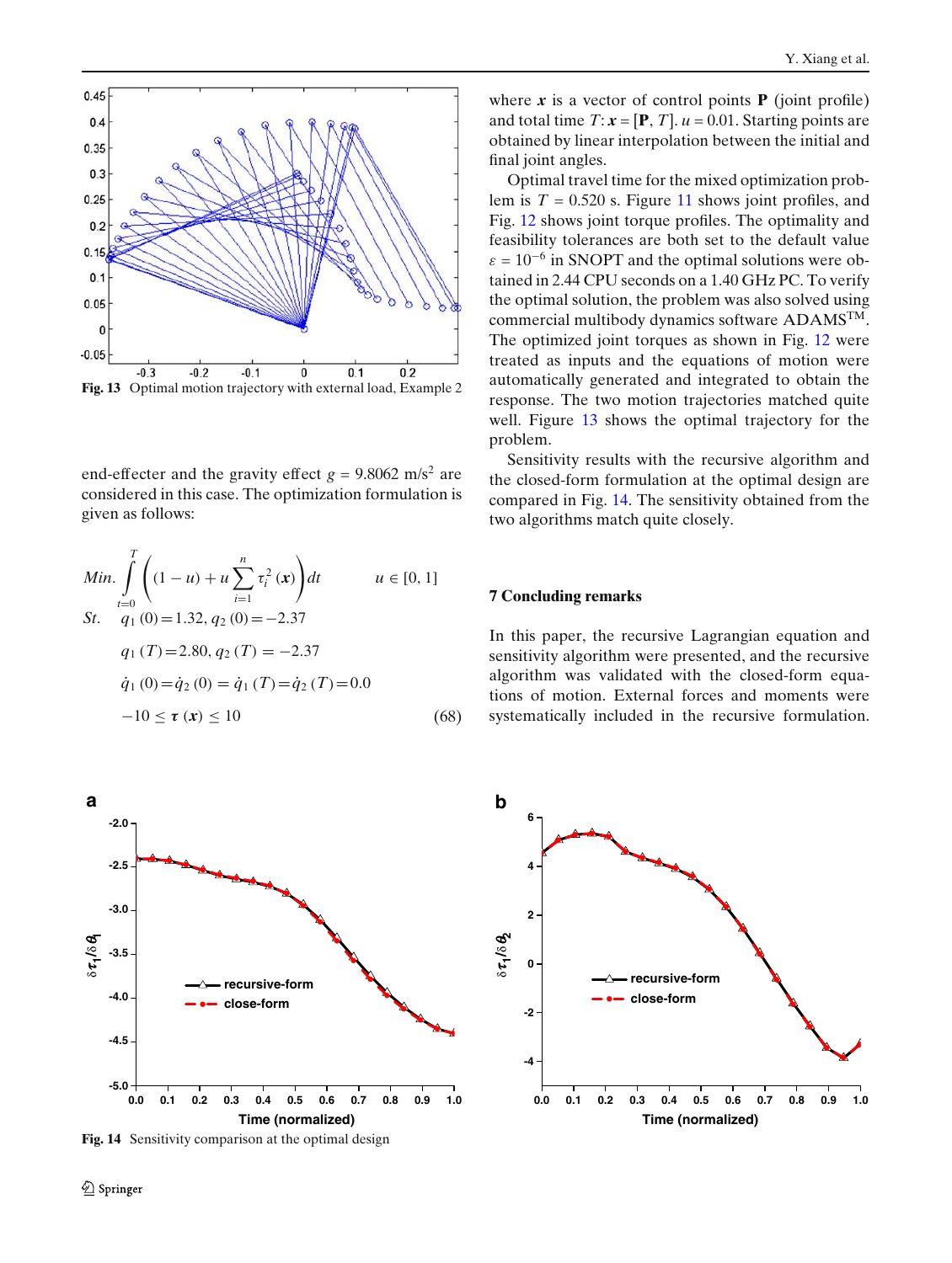Fig. 13 Optimal motion trajectory with external load, Example 2

end-effecter and the gravity effect $g = 9.8062$ m/s$^2$ are considered in this case. The optimization formulation is given as follows:

$$
\begin{aligned}
&Min. \int_{t=0}^{T} \left( (1-u) + u \sum_{i=1}^{n} \tau_i^2 (\boldsymbol{x}) \right) dt \qquad u \in [0, 1] \\
&St. \quad q_1(0) = 1.32, \; q_2(0) = -2.37 \\
&\qquad q_1(T) = 2.80, \; q_2(T) = -2.37 \\
&\qquad \dot{q}_1(0) = \dot{q}_2(0) = \dot{q}_1(T) = \dot{q}_2(T) = 0.0 \\
&\qquad -10 \leq \boldsymbol{\tau}(\boldsymbol{x}) \leq 10
\end{aligned} \tag{68}
$$

where $\boldsymbol{x}$ is a vector of control points $\mathbf{P}$ (joint profile) and total time $T$: $\boldsymbol{x} = [\mathbf{P}, T]$. $u = 0.01$. Starting points are obtained by linear interpolation between the initial and final joint angles.

Optimal travel time for the mixed optimization problem is $T = 0.520$ s. Figure 11 shows joint profiles, and Fig. 12 shows joint torque profiles. The optimality and feasibility tolerances are both set to the default value $\varepsilon = 10^{-6}$ in SNOPT and the optimal solutions were obtained in 2.44 CPU seconds on a 1.40 GHz PC. To verify the optimal solution, the problem was also solved using commercial multibody dynamics software ADAMS$^{\text{TM}}$. The optimized joint torques as shown in Fig. 12 were treated as inputs and the equations of motion were automatically generated and integrated to obtain the response. The two motion trajectories matched quite well. Figure 13 shows the optimal trajectory for the problem.

Sensitivity results with the recursive algorithm and the closed-form formulation at the optimal design are compared in Fig. 14. The sensitivity obtained from the two algorithms match quite closely.

## 7 Concluding remarks

In this paper, the recursive Lagrangian equation and sensitivity algorithm were presented, and the recursive algorithm was validated with the closed-form equations of motion. External forces and moments were systematically included in the recursive formulation.

Fig. 14 Sensitivity comparison at the optimal design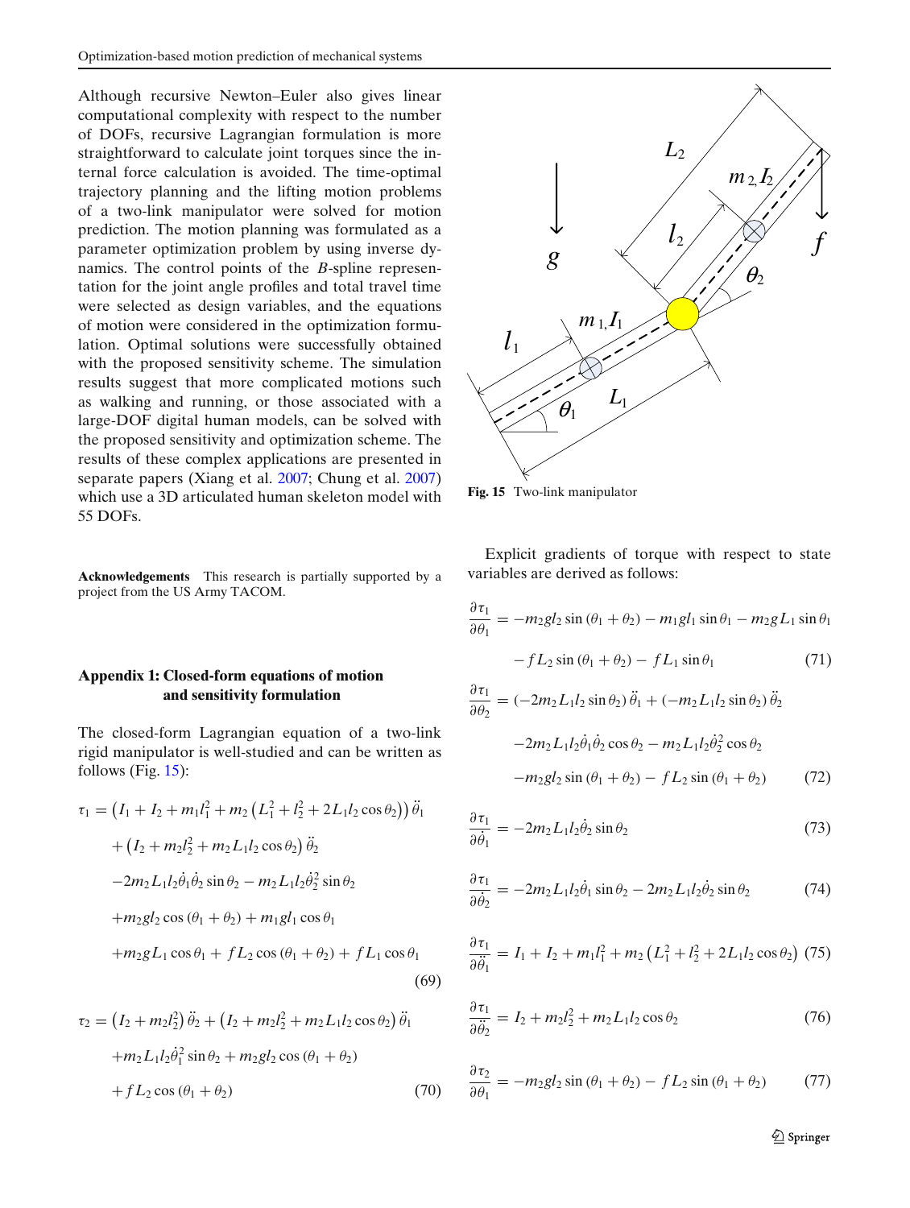Although recursive Newton–Euler also gives linear computational complexity with respect to the number of DOFs, recursive Lagrangian formulation is more straightforward to calculate joint torques since the internal force calculation is avoided. The time-optimal trajectory planning and the lifting motion problems of a two-link manipulator were solved for motion prediction. The motion planning was formulated as a parameter optimization problem by using inverse dynamics. The control points of the *B*-spline representation for the joint angle profiles and total travel time were selected as design variables, and the equations of motion were considered in the optimization formulation. Optimal solutions were successfully obtained with the proposed sensitivity scheme. The simulation results suggest that more complicated motions such as walking and running, or those associated with a large-DOF digital human models, can be solved with the proposed sensitivity and optimization scheme. The results of these complex applications are presented in separate papers (Xiang et al. 2007; Chung et al. 2007) which use a 3D articulated human skeleton model with 55 DOFs.

**Acknowledgements** This research is partially supported by a project from the US Army TACOM.

## Appendix 1: Closed-form equations of motion and sensitivity formulation

The closed-form Lagrangian equation of a two-link rigid manipulator is well-studied and can be written as follows (Fig. 15):

$$
\begin{aligned}
\tau_1 = & \left(I_1 + I_2 + m_1 l_1^2 + m_2\left(L_1^2 + l_2^2 + 2L_1 l_2 \cos\theta_2\right)\right)\ddot{\theta}_1 \\
& + \left(I_2 + m_2 l_2^2 + m_2 L_1 l_2 \cos\theta_2\right)\ddot{\theta}_2 \\
& -2m_2 L_1 l_2 \dot{\theta}_1 \dot{\theta}_2 \sin\theta_2 - m_2 L_1 l_2 \dot{\theta}_2^2 \sin\theta_2 \\
& + m_2 g l_2 \cos(\theta_1 + \theta_2) + m_1 g l_1 \cos\theta_1 \\
& + m_2 g L_1 \cos\theta_1 + f L_2 \cos(\theta_1 + \theta_2) + f L_1 \cos\theta_1
\end{aligned} \tag{69}
$$

$$
\begin{aligned}
\tau_2 = & \left(I_2 + m_2 l_2^2\right)\ddot{\theta}_2 + \left(I_2 + m_2 l_2^2 + m_2 L_1 l_2 \cos\theta_2\right)\ddot{\theta}_1 \\
& + m_2 L_1 l_2 \dot{\theta}_1^2 \sin\theta_2 + m_2 g l_2 \cos(\theta_1 + \theta_2) \\
& + f L_2 \cos(\theta_1 + \theta_2)
\end{aligned} \tag{70}
$$

Fig. 15 Two-link manipulator

Explicit gradients of torque with respect to state variables are derived as follows:

$$
\begin{aligned}
\frac{\partial \tau_1}{\partial \theta_1} = & -m_2 g l_2 \sin(\theta_1 + \theta_2) - m_1 g l_1 \sin\theta_1 - m_2 g L_1 \sin\theta_1 \\
& - f L_2 \sin(\theta_1 + \theta_2) - f L_1 \sin\theta_1
\end{aligned} \tag{71}
$$

$$
\begin{aligned}
\frac{\partial \tau_1}{\partial \theta_2} = & \left(-2m_2 L_1 l_2 \sin\theta_2\right)\ddot{\theta}_1 + \left(-m_2 L_1 l_2 \sin\theta_2\right)\ddot{\theta}_2 \\
& -2m_2 L_1 l_2 \dot{\theta}_1 \dot{\theta}_2 \cos\theta_2 - m_2 L_1 l_2 \dot{\theta}_2^2 \cos\theta_2 \\
& - m_2 g l_2 \sin(\theta_1 + \theta_2) - f L_2 \sin(\theta_1 + \theta_2)
\end{aligned} \tag{72}
$$

$$
\frac{\partial \tau_1}{\partial \dot{\theta}_1} = -2m_2 L_1 l_2 \dot{\theta}_2 \sin\theta_2 \tag{73}
$$

$$
\frac{\partial \tau_1}{\partial \dot{\theta}_2} = -2m_2 L_1 l_2 \dot{\theta}_1 \sin\theta_2 - 2m_2 L_1 l_2 \dot{\theta}_2 \sin\theta_2 \tag{74}
$$

$$
\frac{\partial \tau_1}{\partial \ddot{\theta}_1} = I_1 + I_2 + m_1 l_1^2 + m_2\left(L_1^2 + l_2^2 + 2L_1 l_2 \cos\theta_2\right) \tag{75}
$$

$$
\frac{\partial \tau_1}{\partial \ddot{\theta}_2} = I_2 + m_2 l_2^2 + m_2 L_1 l_2 \cos\theta_2 \tag{76}
$$

$$
\frac{\partial \tau_2}{\partial \theta_1} = -m_2 g l_2 \sin(\theta_1 + \theta_2) - f L_2 \sin(\theta_1 + \theta_2) \tag{77}
$$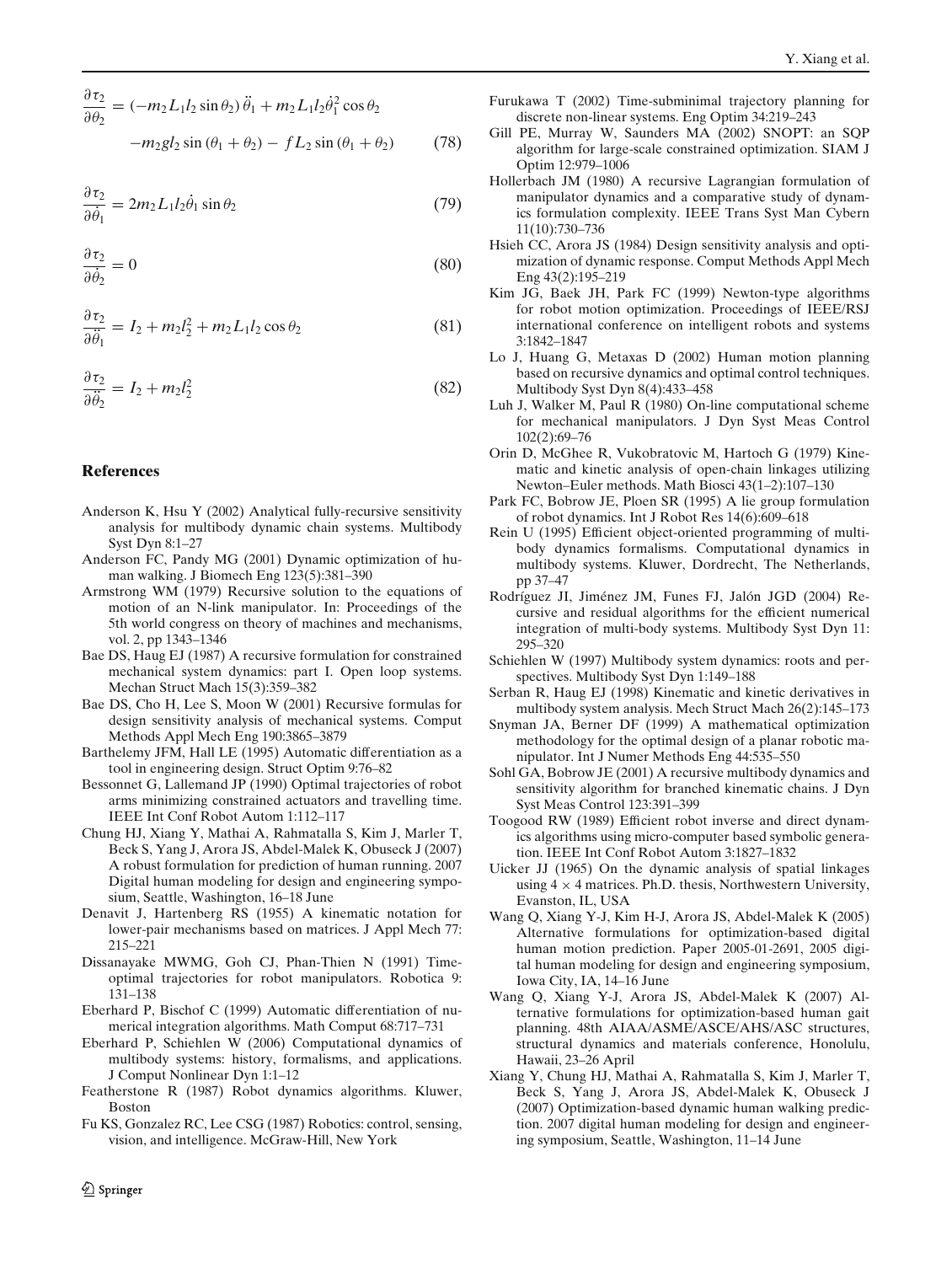$$\frac{\partial \tau_2}{\partial \theta_2} = (-m_2 L_1 l_2 \sin\theta_2)\,\ddot{\theta}_1 + m_2 L_1 l_2 \dot{\theta}_1^2 \cos\theta_2$$
$$-m_2 g l_2 \sin(\theta_1+\theta_2) - f L_2 \sin(\theta_1+\theta_2) \tag{78}$$

$$\frac{\partial \tau_2}{\partial \dot{\theta}_1} = 2 m_2 L_1 l_2 \dot{\theta}_1 \sin\theta_2 \tag{79}$$

$$\frac{\partial \tau_2}{\partial \dot{\theta}_2} = 0 \tag{80}$$

$$\frac{\partial \tau_2}{\partial \ddot{\theta}_1} = I_2 + m_2 l_2^2 + m_2 L_1 l_2 \cos\theta_2 \tag{81}$$

$$\frac{\partial \tau_2}{\partial \ddot{\theta}_2} = I_2 + m_2 l_2^2 \tag{82}$$

## References

- Anderson K, Hsu Y (2002) Analytical fully-recursive sensitivity analysis for multibody dynamic chain systems. Multibody Syst Dyn 8:1–27
- Anderson FC, Pandy MG (2001) Dynamic optimization of human walking. J Biomech Eng 123(5):381–390
- Armstrong WM (1979) Recursive solution to the equations of motion of an N-link manipulator. In: Proceedings of the 5th world congress on theory of machines and mechanisms, vol. 2, pp 1343–1346
- Bae DS, Haug EJ (1987) A recursive formulation for constrained mechanical system dynamics: part I. Open loop systems. Mechan Struct Mach 15(3):359–382
- Bae DS, Cho H, Lee S, Moon W (2001) Recursive formulas for design sensitivity analysis of mechanical systems. Comput Methods Appl Mech Eng 190:3865–3879
- Barthelemy JFM, Hall LE (1995) Automatic differentiation as a tool in engineering design. Struct Optim 9:76–82
- Bessonnet G, Lallemand JP (1990) Optimal trajectories of robot arms minimizing constrained actuators and travelling time. IEEE Int Conf Robot Autom 1:112–117
- Chung HJ, Xiang Y, Mathai A, Rahmatalla S, Kim J, Marler T, Beck S, Yang J, Arora JS, Abdel-Malek K, Obuseck J (2007) A robust formulation for prediction of human running. 2007 Digital human modeling for design and engineering symposium, Seattle, Washington, 16–18 June
- Denavit J, Hartenberg RS (1955) A kinematic notation for lower-pair mechanisms based on matrices. J Appl Mech 77: 215–221
- Dissanayake MWMG, Goh CJ, Phan-Thien N (1991) Time-optimal trajectories for robot manipulators. Robotica 9: 131–138
- Eberhard P, Bischof C (1999) Automatic differentiation of numerical integration algorithms. Math Comput 68:717–731
- Eberhard P, Schiehlen W (2006) Computational dynamics of multibody systems: history, formalisms, and applications. J Comput Nonlinear Dyn 1:1–12
- Featherstone R (1987) Robot dynamics algorithms. Kluwer, Boston
- Fu KS, Gonzalez RC, Lee CSG (1987) Robotics: control, sensing, vision, and intelligence. McGraw-Hill, New York
- Furukawa T (2002) Time-subminimal trajectory planning for discrete non-linear systems. Eng Optim 34:219–243
- Gill PE, Murray W, Saunders MA (2002) SNOPT: an SQP algorithm for large-scale constrained optimization. SIAM J Optim 12:979–1006
- Hollerbach JM (1980) A recursive Lagrangian formulation of manipulator dynamics and a comparative study of dynamics formulation complexity. IEEE Trans Syst Man Cybern 11(10):730–736
- Hsieh CC, Arora JS (1984) Design sensitivity analysis and optimization of dynamic response. Comput Methods Appl Mech Eng 43(2):195–219
- Kim JG, Baek JH, Park FC (1999) Newton-type algorithms for robot motion optimization. Proceedings of IEEE/RSJ international conference on intelligent robots and systems 3:1842–1847
- Lo J, Huang G, Metaxas D (2002) Human motion planning based on recursive dynamics and optimal control techniques. Multibody Syst Dyn 8(4):433–458
- Luh J, Walker M, Paul R (1980) On-line computational scheme for mechanical manipulators. J Dyn Syst Meas Control 102(2):69–76
- Orin D, McGhee R, Vukobratovic M, Hartoch G (1979) Kinematic and kinetic analysis of open-chain linkages utilizing Newton–Euler methods. Math Biosci 43(1–2):107–130
- Park FC, Bobrow JE, Ploen SR (1995) A lie group formulation of robot dynamics. Int J Robot Res 14(6):609–618
- Rein U (1995) Efficient object-oriented programming of multibody dynamics formalisms. Computational dynamics in multibody systems. Kluwer, Dordrecht, The Netherlands, pp 37–47
- Rodríguez JI, Jiménez JM, Funes FJ, Jalón JGD (2004) Recursive and residual algorithms for the efficient numerical integration of multi-body systems. Multibody Syst Dyn 11: 295–320
- Schiehlen W (1997) Multibody system dynamics: roots and perspectives. Multibody Syst Dyn 1:149–188
- Serban R, Haug EJ (1998) Kinematic and kinetic derivatives in multibody system analysis. Mech Struct Mach 26(2):145–173
- Snyman JA, Berner DF (1999) A mathematical optimization methodology for the optimal design of a planar robotic manipulator. Int J Numer Methods Eng 44:535–550
- Sohl GA, Bobrow JE (2001) A recursive multibody dynamics and sensitivity algorithm for branched kinematic chains. J Dyn Syst Meas Control 123:391–399
- Toogood RW (1989) Efficient robot inverse and direct dynamics algorithms using micro-computer based symbolic generation. IEEE Int Conf Robot Autom 3:1827–1832
- Uicker JJ (1965) On the dynamic analysis of spatial linkages using 4 × 4 matrices. Ph.D. thesis, Northwestern University, Evanston, IL, USA
- Wang Q, Xiang Y-J, Kim H-J, Arora JS, Abdel-Malek K (2005) Alternative formulations for optimization-based digital human motion prediction. Paper 2005-01-2691, 2005 digital human modeling for design and engineering symposium, Iowa City, IA, 14–16 June
- Wang Q, Xiang Y-J, Arora JS, Abdel-Malek K (2007) Alternative formulations for optimization-based human gait planning. 48th AIAA/ASME/ASCE/AHS/ASC structures, structural dynamics and materials conference, Honolulu, Hawaii, 23–26 April
- Xiang Y, Chung HJ, Mathai A, Rahmatalla S, Kim J, Marler T, Beck S, Yang J, Arora JS, Abdel-Malek K, Obuseck J (2007) Optimization-based dynamic human walking prediction. 2007 digital human modeling for design and engineering symposium, Seattle, Washington, 11–14 June